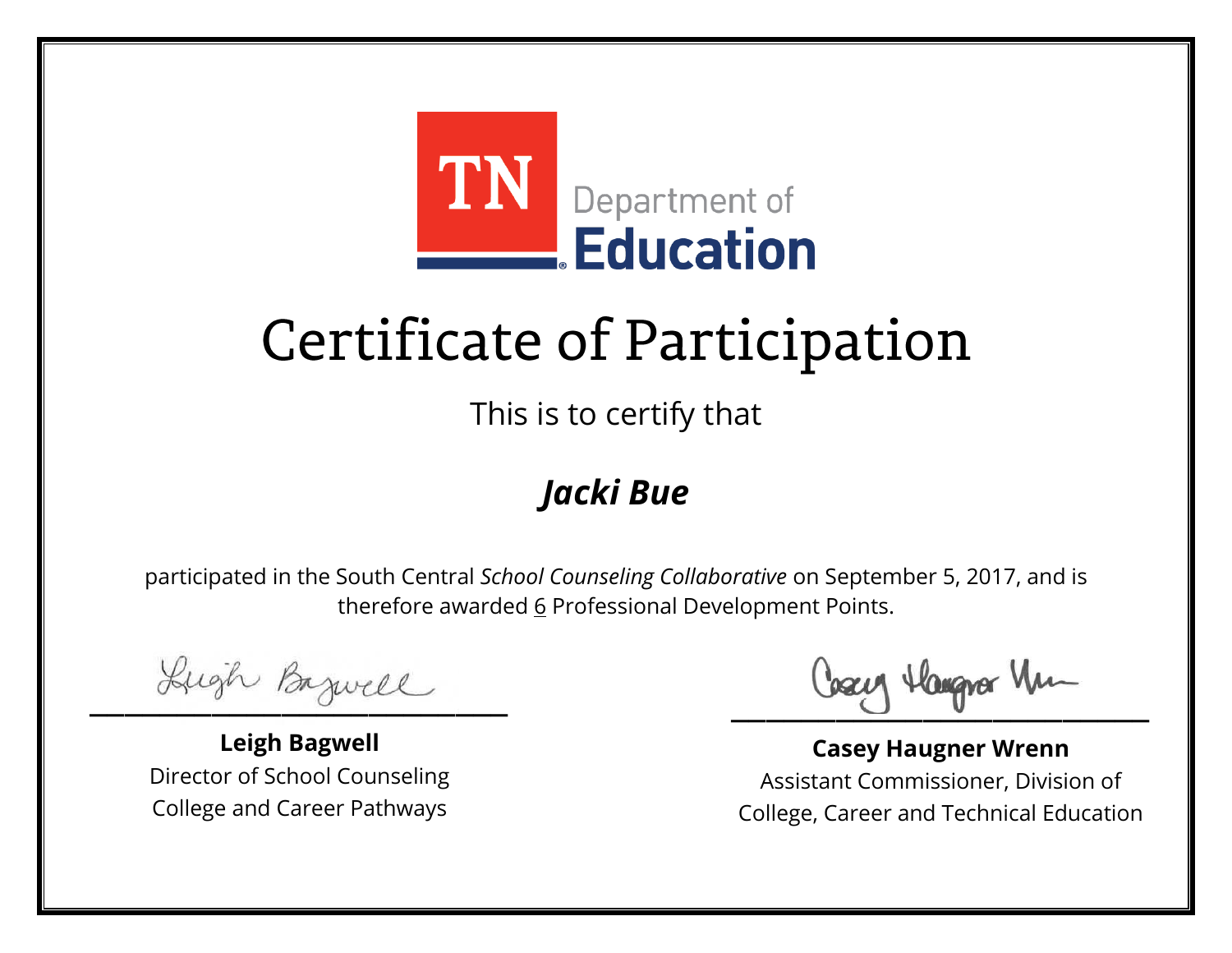TN Department of Education

# Certificate of Participation

This is to certify that

## *Jacki Bue*

participated in the South Central *School Counseling Collaborative* on September 5, 2017, and is therefore awarded 6 Professional Development Points.

**Leigh Bagwell**
Director of School Counseling
College and Career Pathways

**Casey Haugner Wrenn**
Assistant Commissioner, Division of
College, Career and Technical Education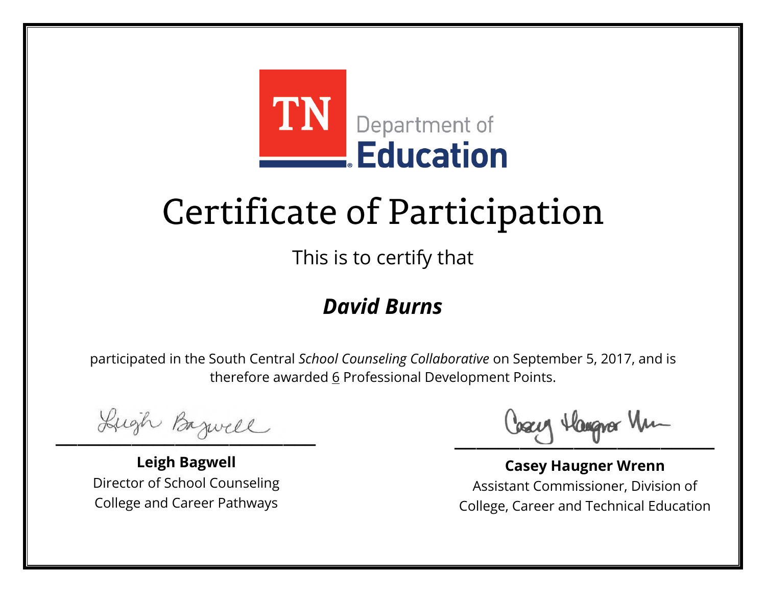TN Department of Education

# Certificate of Participation

This is to certify that

## ***David Burns***

participated in the South Central *School Counseling Collaborative* on September 5, 2017, and is therefore awarded 6 Professional Development Points.

**Leigh Bagwell**
Director of School Counseling
College and Career Pathways

**Casey Haugner Wrenn**
Assistant Commissioner, Division of
College, Career and Technical Education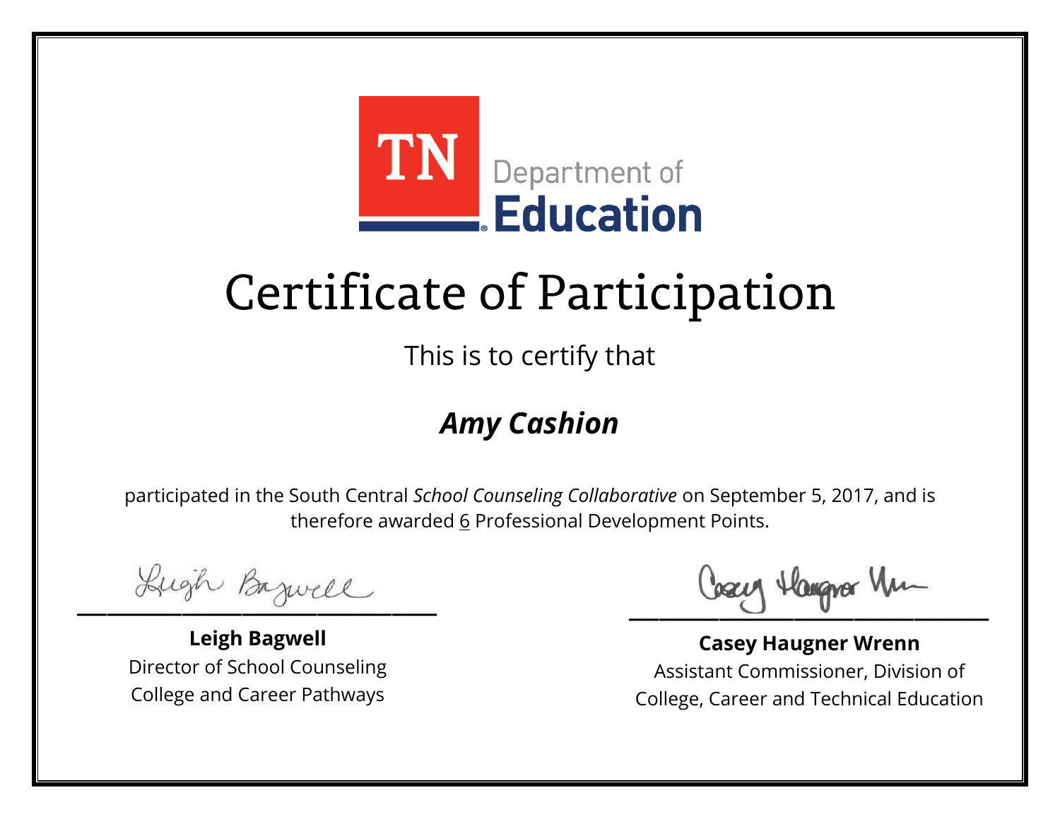TN Department of Education

# Certificate of Participation

This is to certify that

***Amy Cashion***

participated in the South Central *School Counseling Collaborative* on September 5, 2017, and is therefore awarded 6 Professional Development Points.

**Leigh Bagwell**
Director of School Counseling
College and Career Pathways

**Casey Haugner Wrenn**
Assistant Commissioner, Division of
College, Career and Technical Education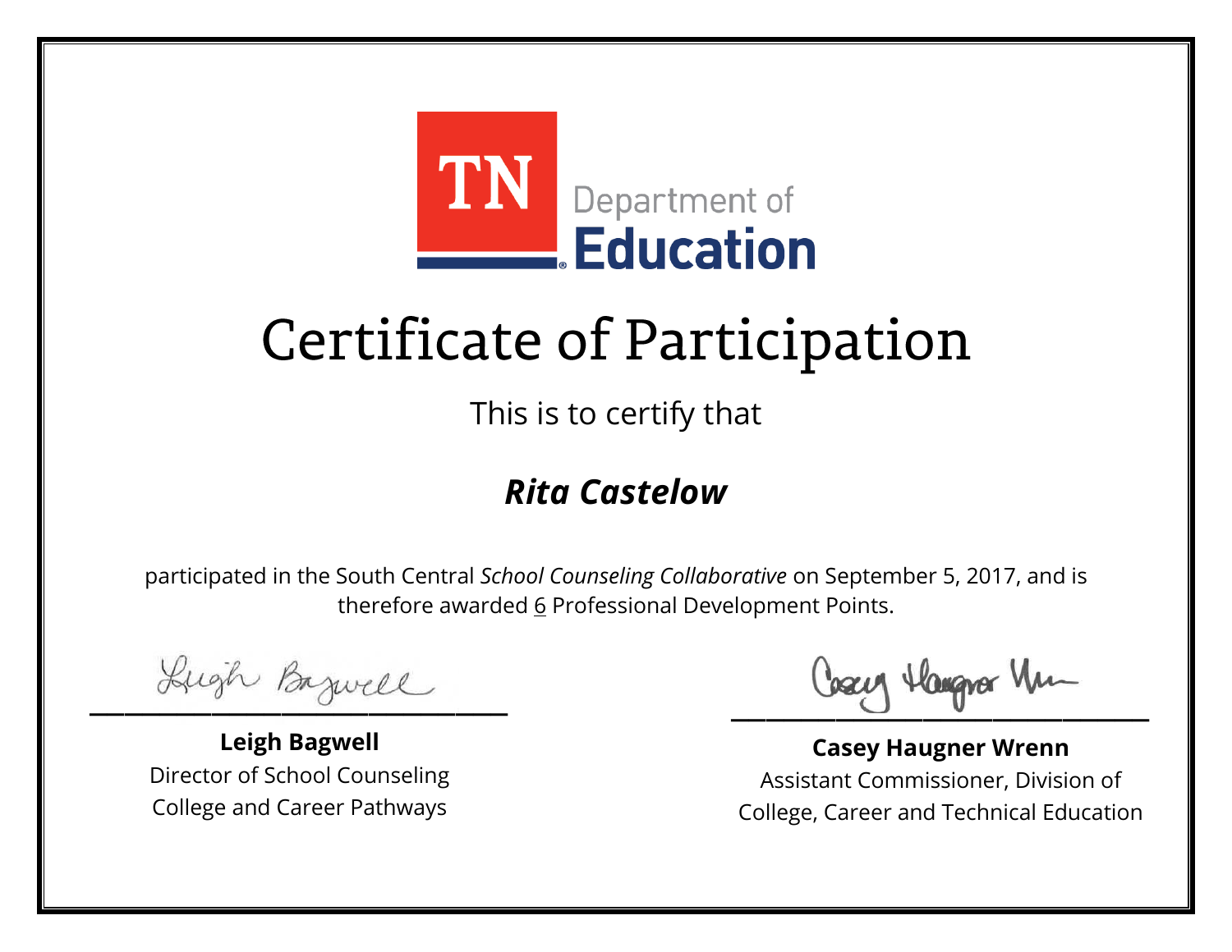TN Department of Education

# Certificate of Participation

This is to certify that

***Rita Castelow***

participated in the South Central *School Counseling Collaborative* on September 5, 2017, and is therefore awarded 6 Professional Development Points.

**Leigh Bagwell**
Director of School Counseling
College and Career Pathways

**Casey Haugner Wrenn**
Assistant Commissioner, Division of
College, Career and Technical Education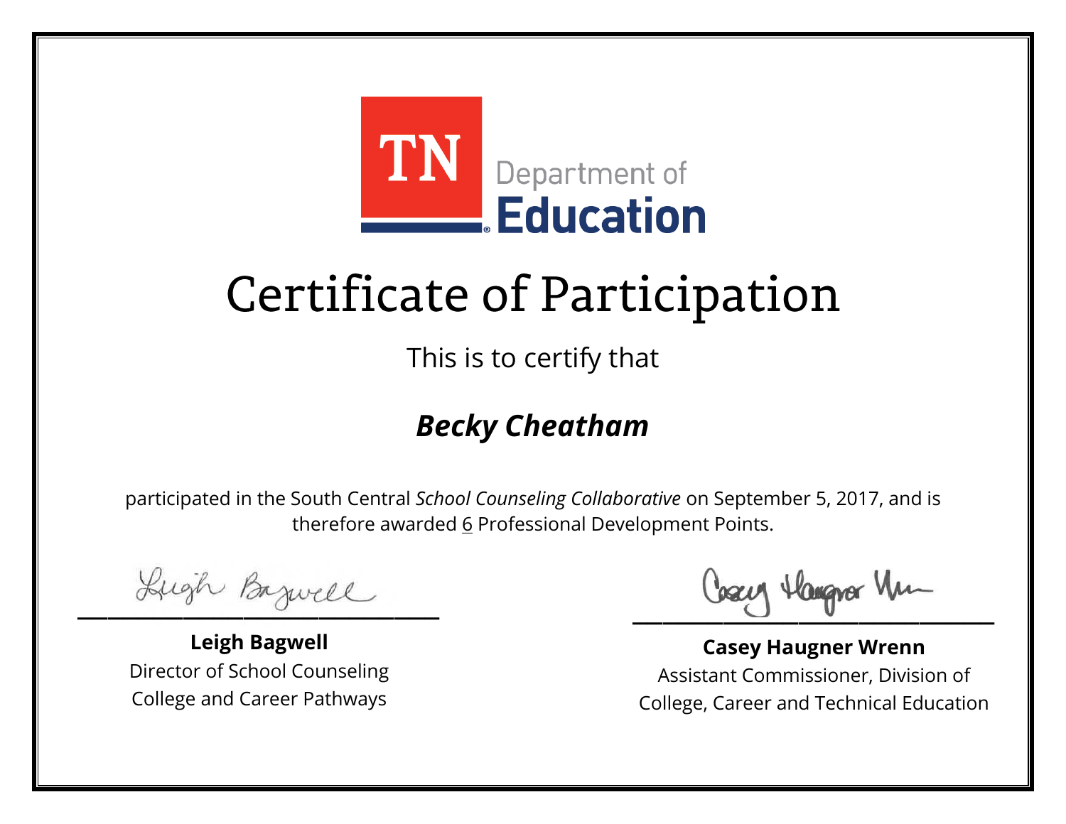TN Department of Education

# Certificate of Participation

This is to certify that

***Becky Cheatham***

participated in the South Central *School Counseling Collaborative* on September 5, 2017, and is therefore awarded 6 Professional Development Points.

**Leigh Bagwell**
Director of School Counseling
College and Career Pathways

**Casey Haugner Wrenn**
Assistant Commissioner, Division of
College, Career and Technical Education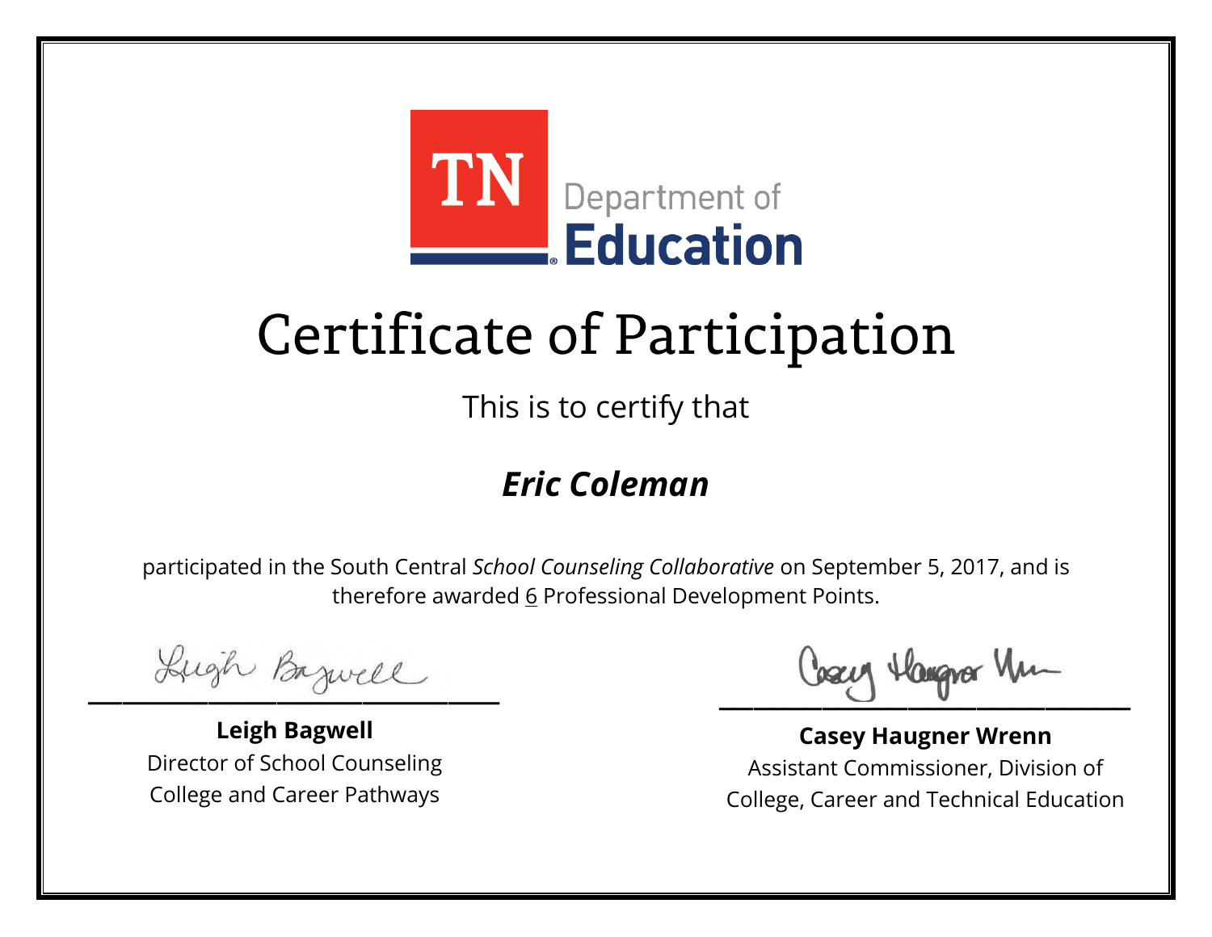TN Department of Education

# Certificate of Participation

This is to certify that

## ***Eric Coleman***

participated in the South Central *School Counseling Collaborative* on September 5, 2017, and is therefore awarded 6 Professional Development Points.

**Leigh Bagwell**
Director of School Counseling
College and Career Pathways

**Casey Haugner Wrenn**
Assistant Commissioner, Division of
College, Career and Technical Education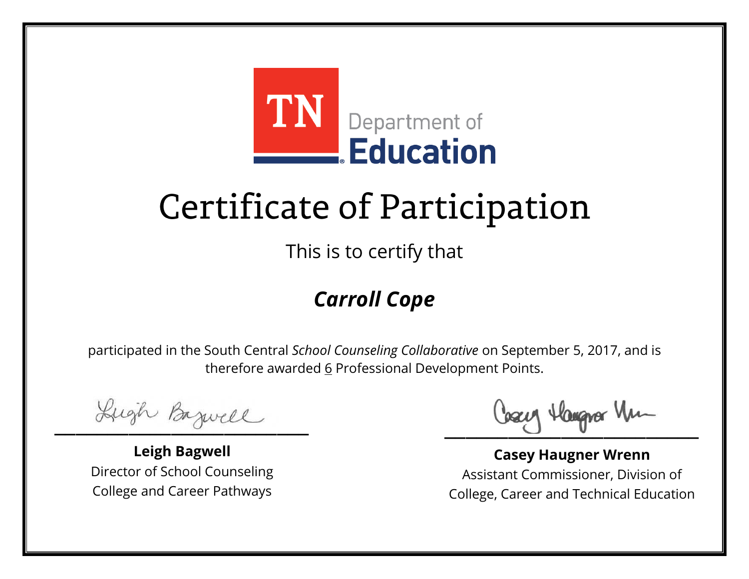TN Department of Education

# Certificate of Participation

This is to certify that

***Carroll Cope***

participated in the South Central *School Counseling Collaborative* on September 5, 2017, and is therefore awarded 6 Professional Development Points.

**Leigh Bagwell**
Director of School Counseling
College and Career Pathways

**Casey Haugner Wrenn**
Assistant Commissioner, Division of
College, Career and Technical Education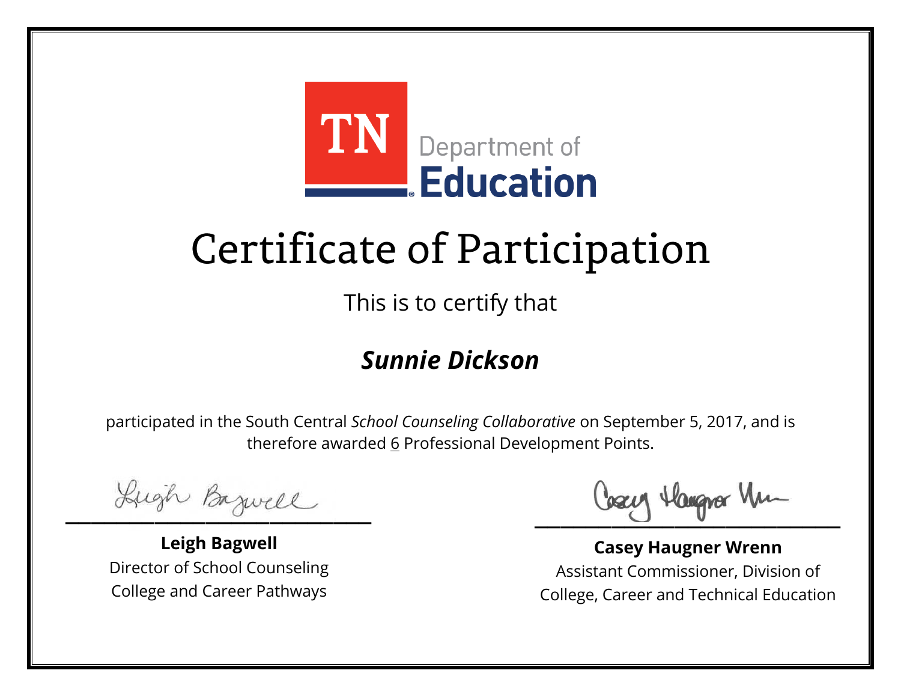TN Department of Education

# Certificate of Participation

This is to certify that

***Sunnie Dickson***

participated in the South Central *School Counseling Collaborative* on September 5, 2017, and is therefore awarded 6 Professional Development Points.

**Leigh Bagwell**
Director of School Counseling
College and Career Pathways

**Casey Haugner Wrenn**
Assistant Commissioner, Division of
College, Career and Technical Education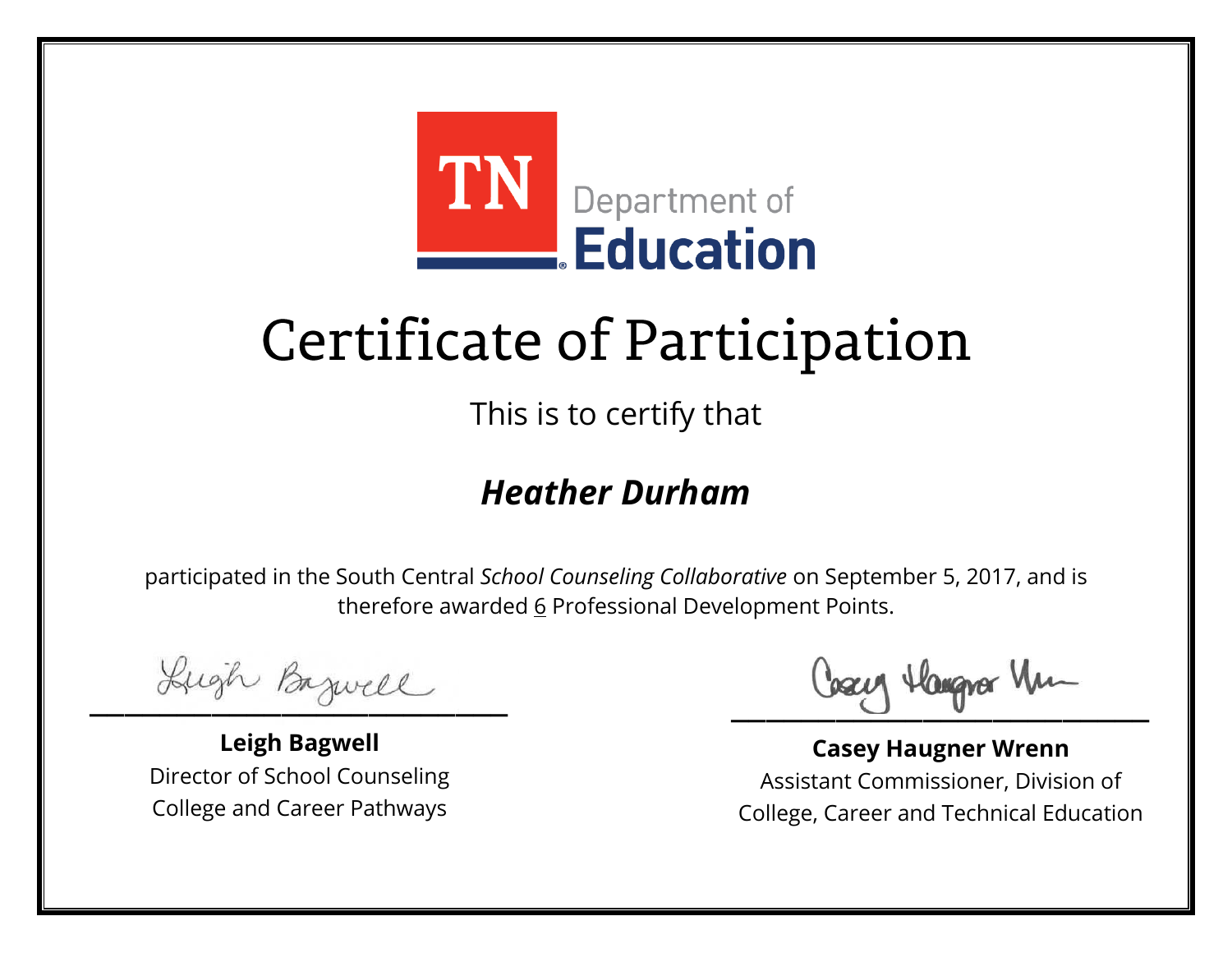TN Department of Education

# Certificate of Participation

This is to certify that

***Heather Durham***

participated in the South Central *School Counseling Collaborative* on September 5, 2017, and is therefore awarded 6 Professional Development Points.

**Leigh Bagwell**
Director of School Counseling
College and Career Pathways

**Casey Haugner Wrenn**
Assistant Commissioner, Division of
College, Career and Technical Education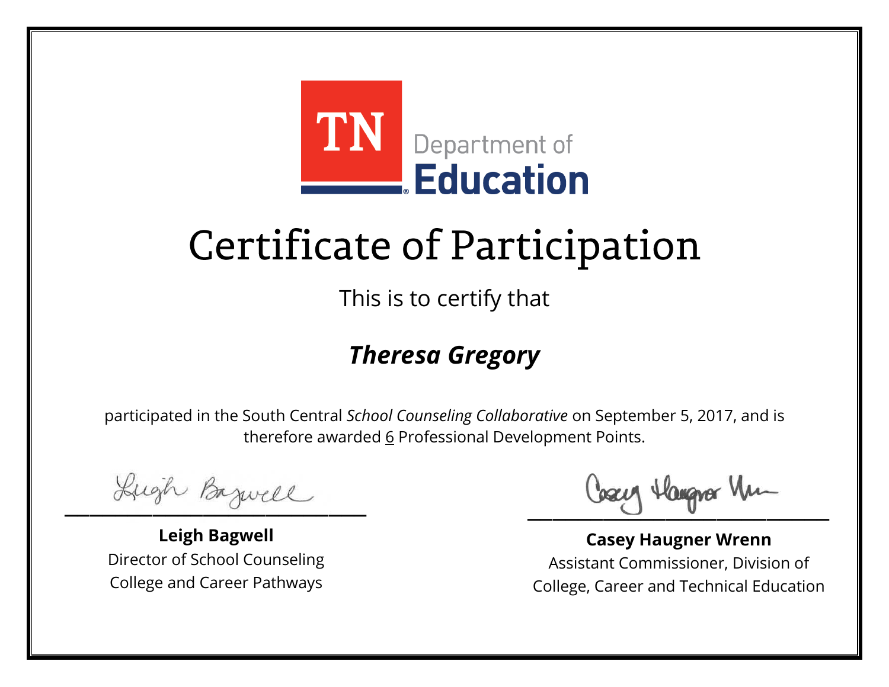TN Department of Education

# Certificate of Participation

This is to certify that

***Theresa Gregory***

participated in the South Central *School Counseling Collaborative* on September 5, 2017, and is therefore awarded 6 Professional Development Points.

**Leigh Bagwell**
Director of School Counseling
College and Career Pathways

**Casey Haugner Wrenn**
Assistant Commissioner, Division of
College, Career and Technical Education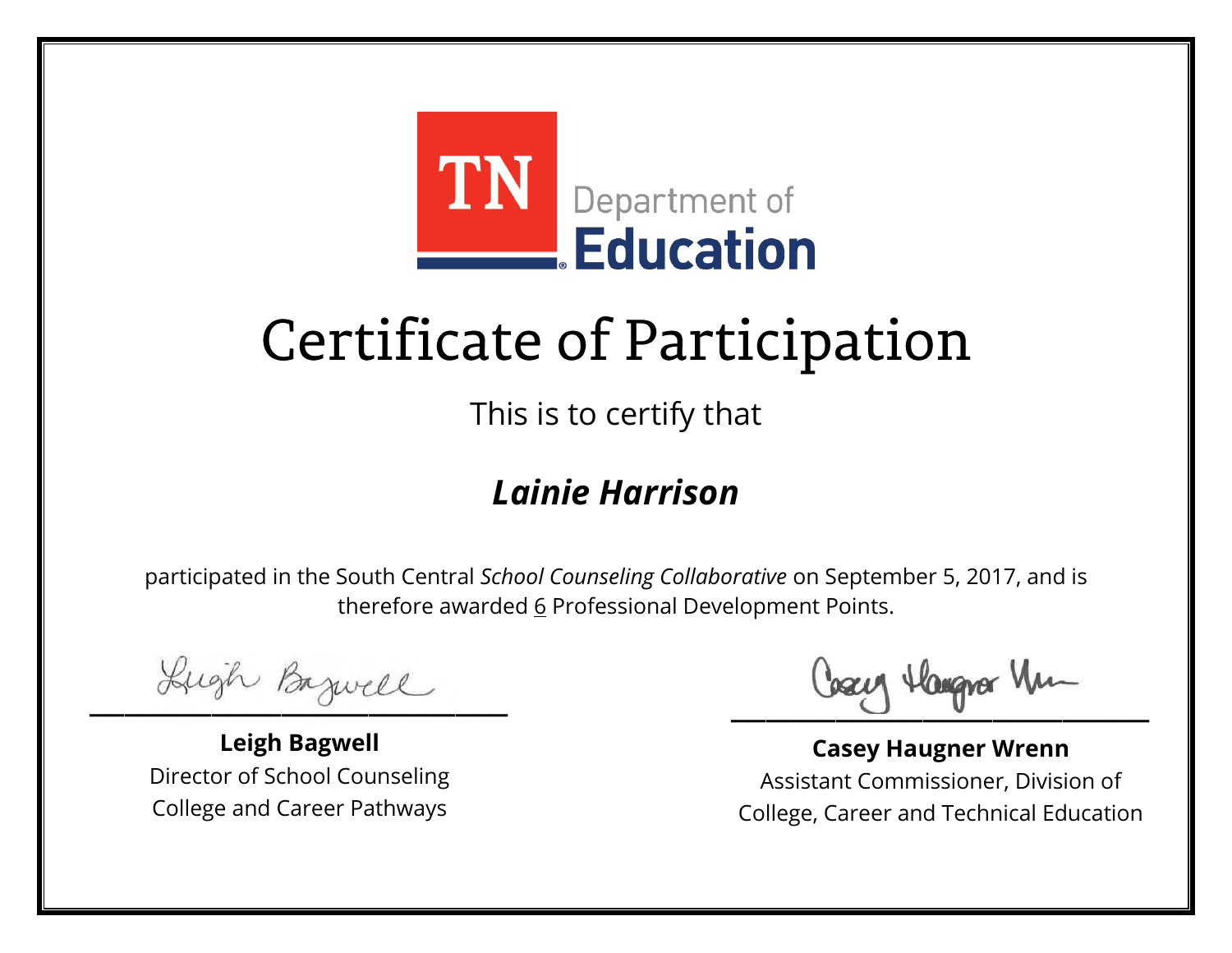TN Department of Education

# Certificate of Participation

This is to certify that

***Lainie Harrison***

participated in the South Central *School Counseling Collaborative* on September 5, 2017, and is therefore awarded 6 Professional Development Points.

**Leigh Bagwell**
Director of School Counseling
College and Career Pathways

**Casey Haugner Wrenn**
Assistant Commissioner, Division of College, Career and Technical Education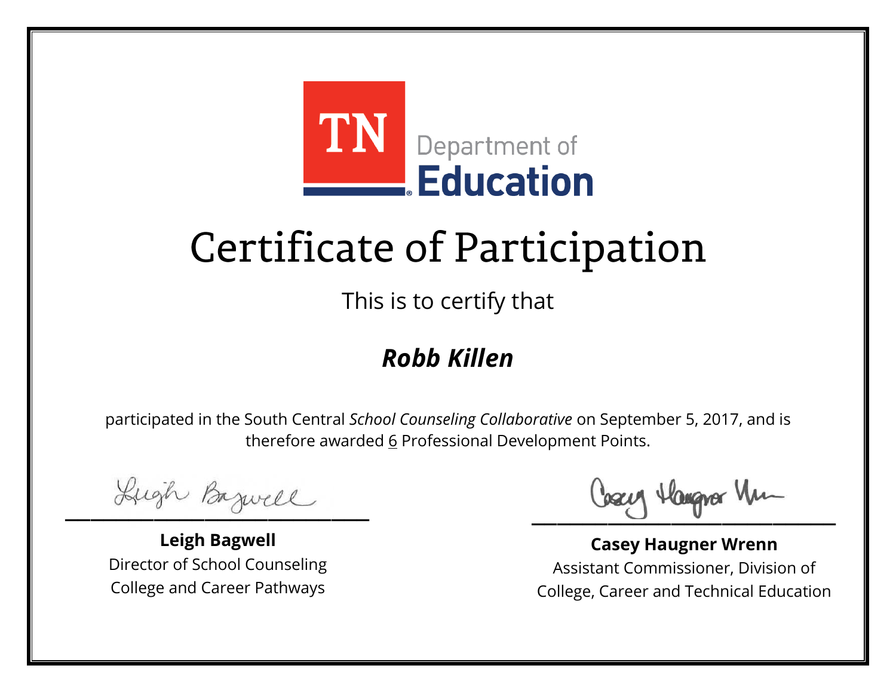TN Department of Education

# Certificate of Participation

This is to certify that

***Robb Killen***

participated in the South Central *School Counseling Collaborative* on September 5, 2017, and is therefore awarded 6 Professional Development Points.

**Leigh Bagwell**
Director of School Counseling
College and Career Pathways

**Casey Haugner Wrenn**
Assistant Commissioner, Division of
College, Career and Technical Education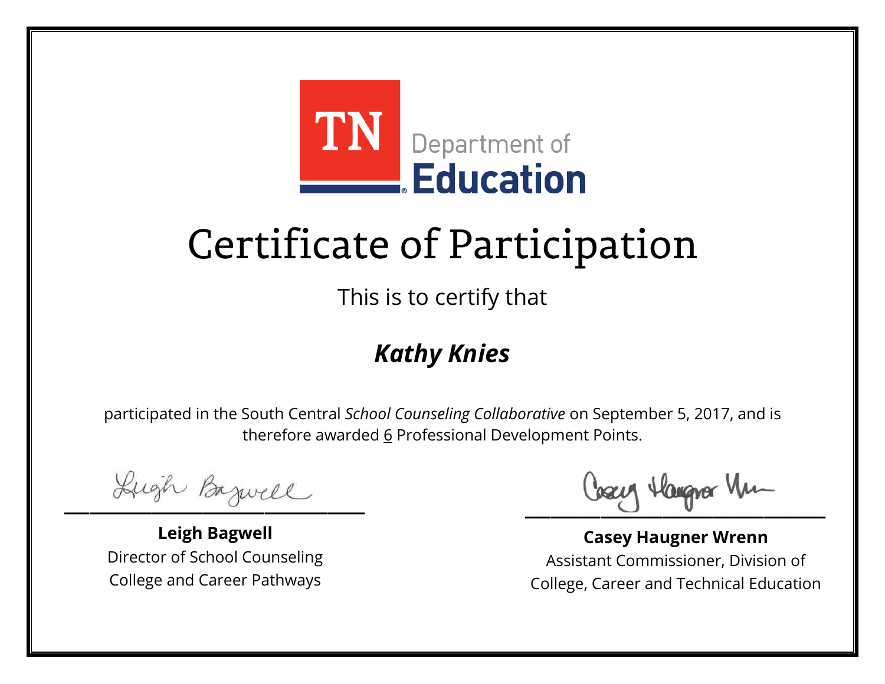TN Department of Education

# Certificate of Participation

This is to certify that

## ***Kathy Knies***

participated in the South Central *School Counseling Collaborative* on September 5, 2017, and is therefore awarded 6 Professional Development Points.

**Leigh Bagwell**
Director of School Counseling
College and Career Pathways

**Casey Haugner Wrenn**
Assistant Commissioner, Division of
College, Career and Technical Education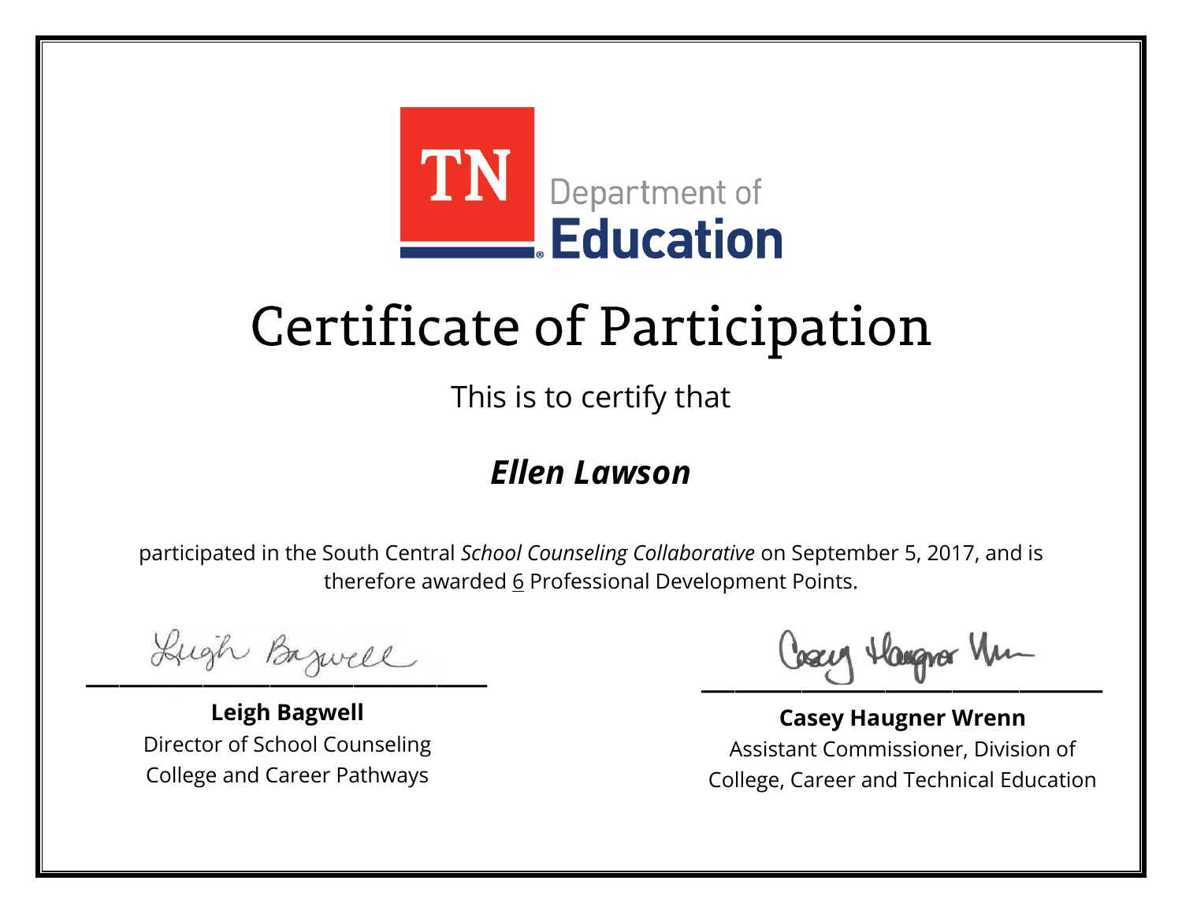TN Department of Education

# Certificate of Participation

This is to certify that

***Ellen Lawson***

participated in the South Central *School Counseling Collaborative* on September 5, 2017, and is therefore awarded 6 Professional Development Points.

**Leigh Bagwell**
Director of School Counseling
College and Career Pathways

**Casey Haugner Wrenn**
Assistant Commissioner, Division of
College, Career and Technical Education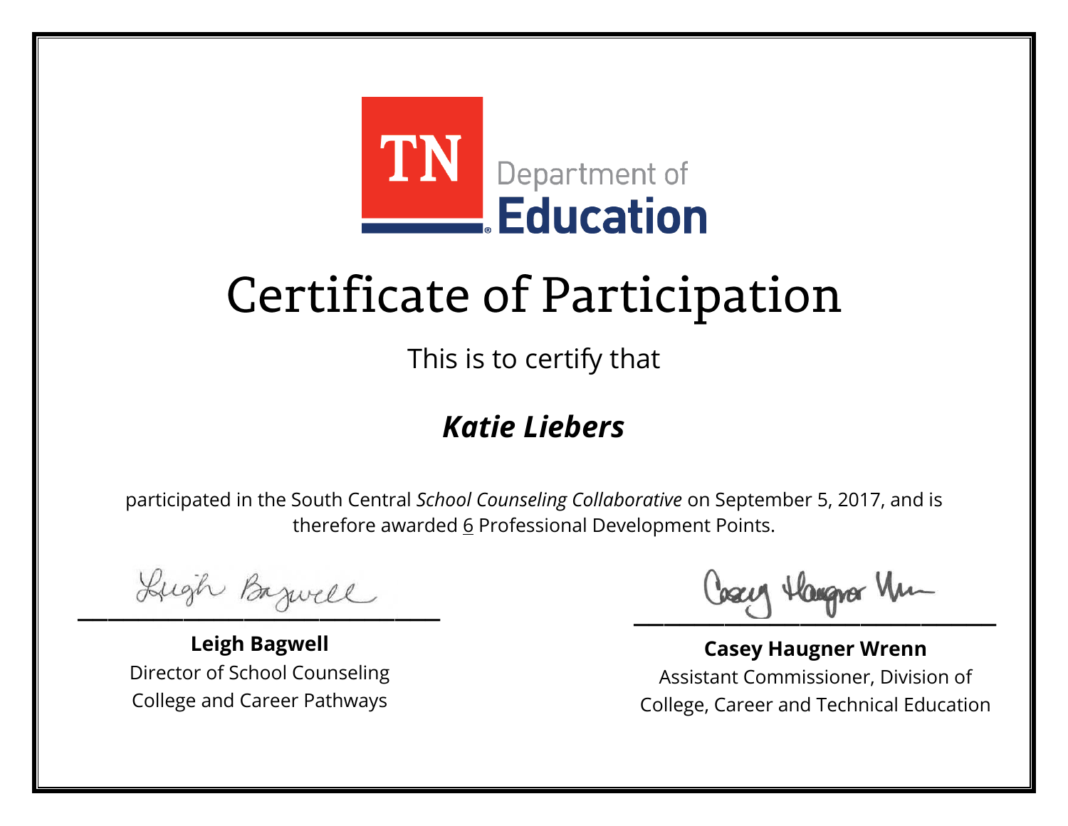TN Department of Education

# Certificate of Participation

This is to certify that

## *Katie Liebers*

participated in the South Central *School Counseling Collaborative* on September 5, 2017, and is therefore awarded 6 Professional Development Points.

**Leigh Bagwell**
Director of School Counseling
College and Career Pathways

**Casey Haugner Wrenn**
Assistant Commissioner, Division of
College, Career and Technical Education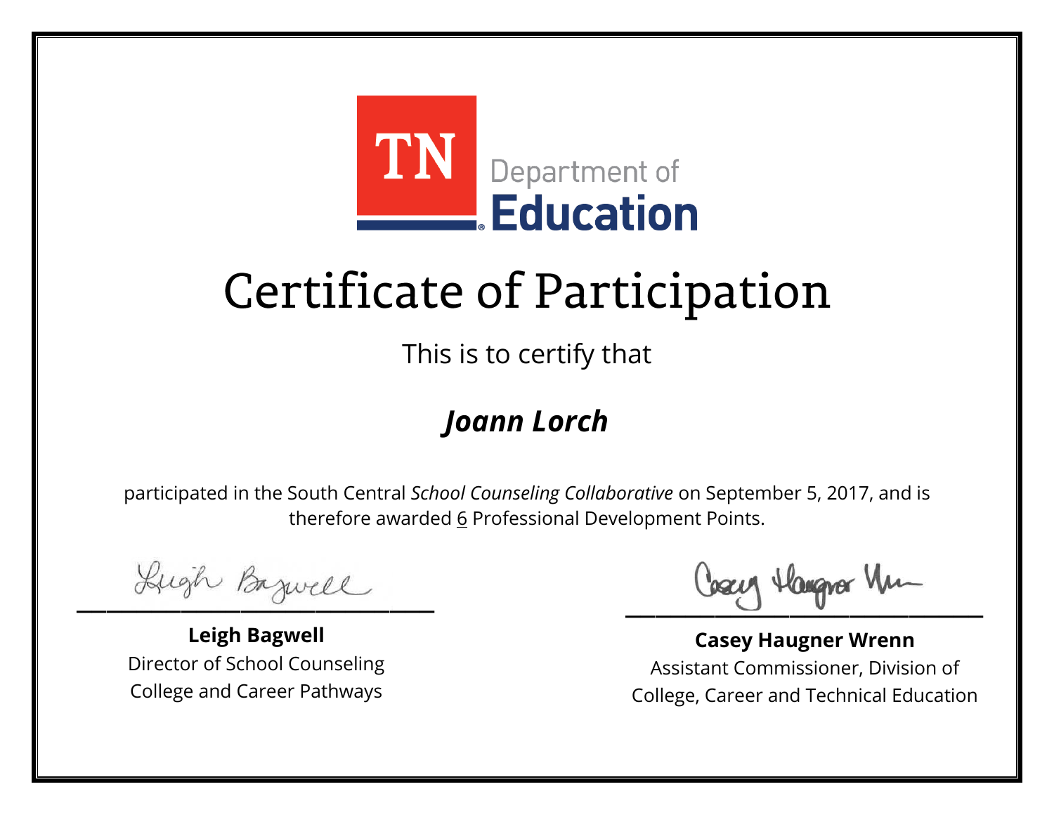TN Department of Education

# Certificate of Participation

This is to certify that

## ***Joann Lorch***

participated in the South Central *School Counseling Collaborative* on September 5, 2017, and is therefore awarded 6 Professional Development Points.

**Leigh Bagwell**
Director of School Counseling
College and Career Pathways

**Casey Haugner Wrenn**
Assistant Commissioner, Division of
College, Career and Technical Education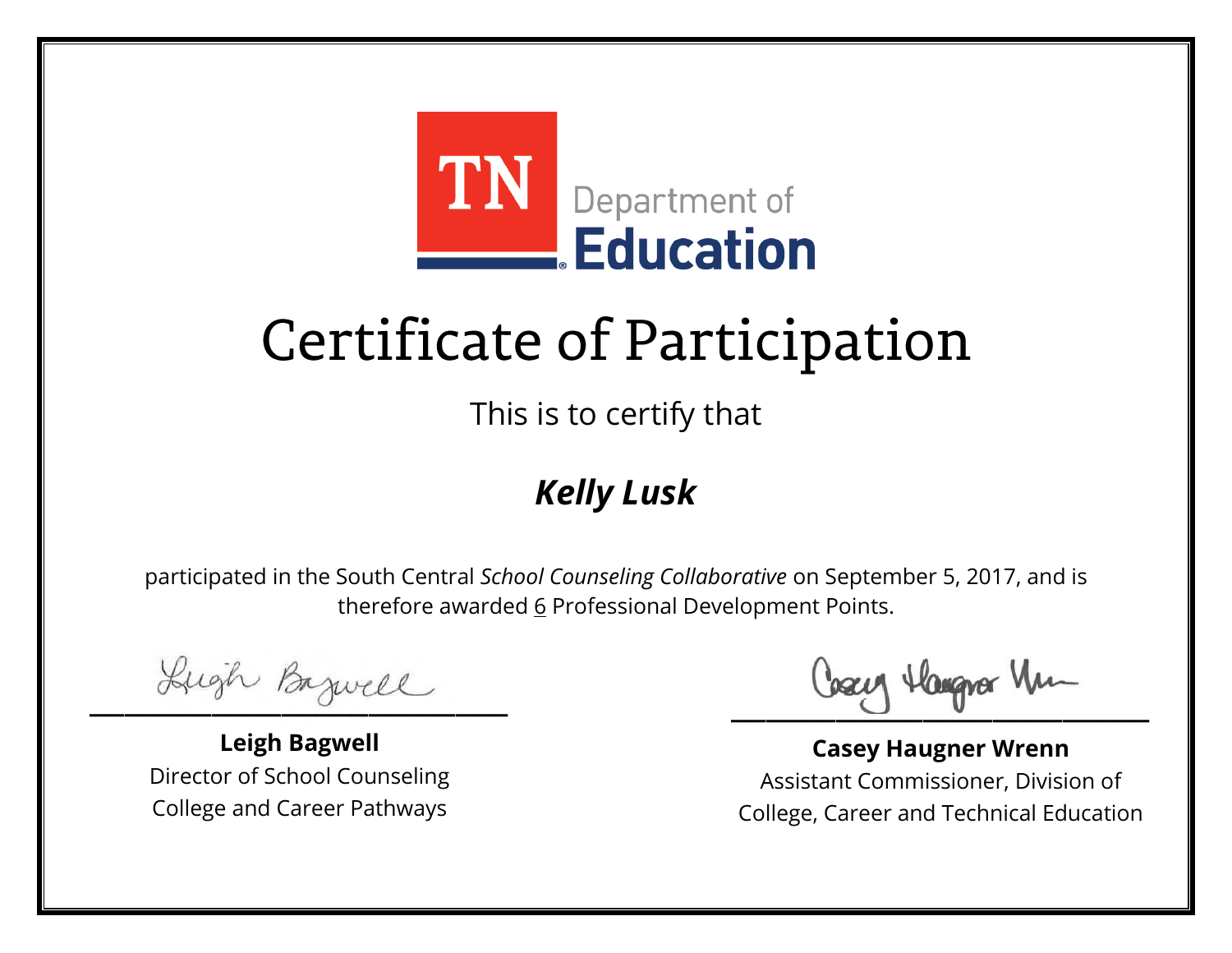TN Department of Education

# Certificate of Participation

This is to certify that

***Kelly Lusk***

participated in the South Central *School Counseling Collaborative* on September 5, 2017, and is therefore awarded 6 Professional Development Points.

**Leigh Bagwell**
Director of School Counseling
College and Career Pathways

**Casey Haugner Wrenn**
Assistant Commissioner, Division of
College, Career and Technical Education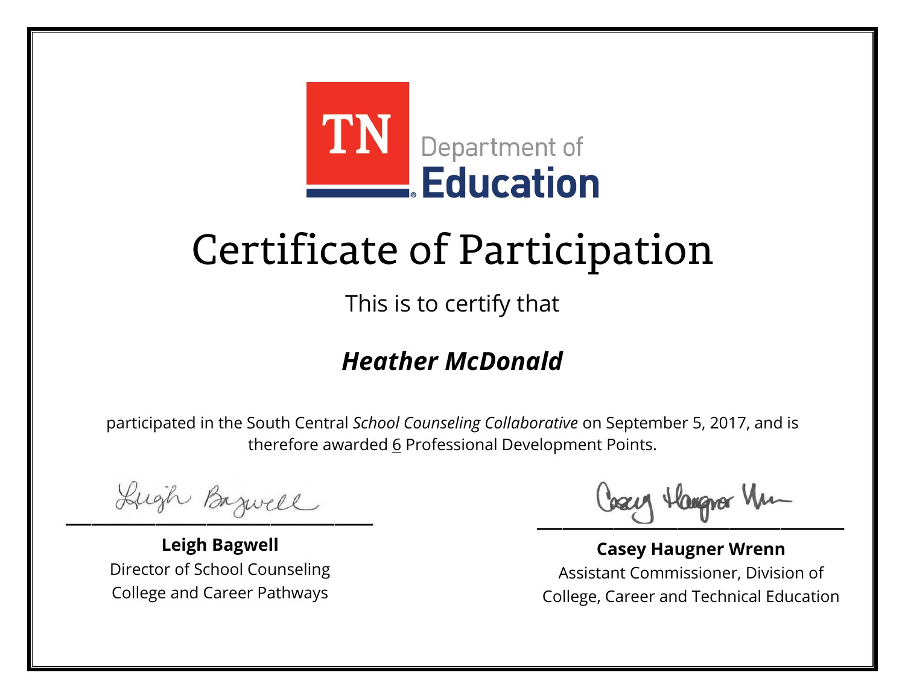TN Department of Education

# Certificate of Participation

This is to certify that

## ***Heather McDonald***

participated in the South Central *School Counseling Collaborative* on September 5, 2017, and is therefore awarded 6 Professional Development Points.

**Leigh Bagwell**
Director of School Counseling
College and Career Pathways

**Casey Haugner Wrenn**
Assistant Commissioner, Division of
College, Career and Technical Education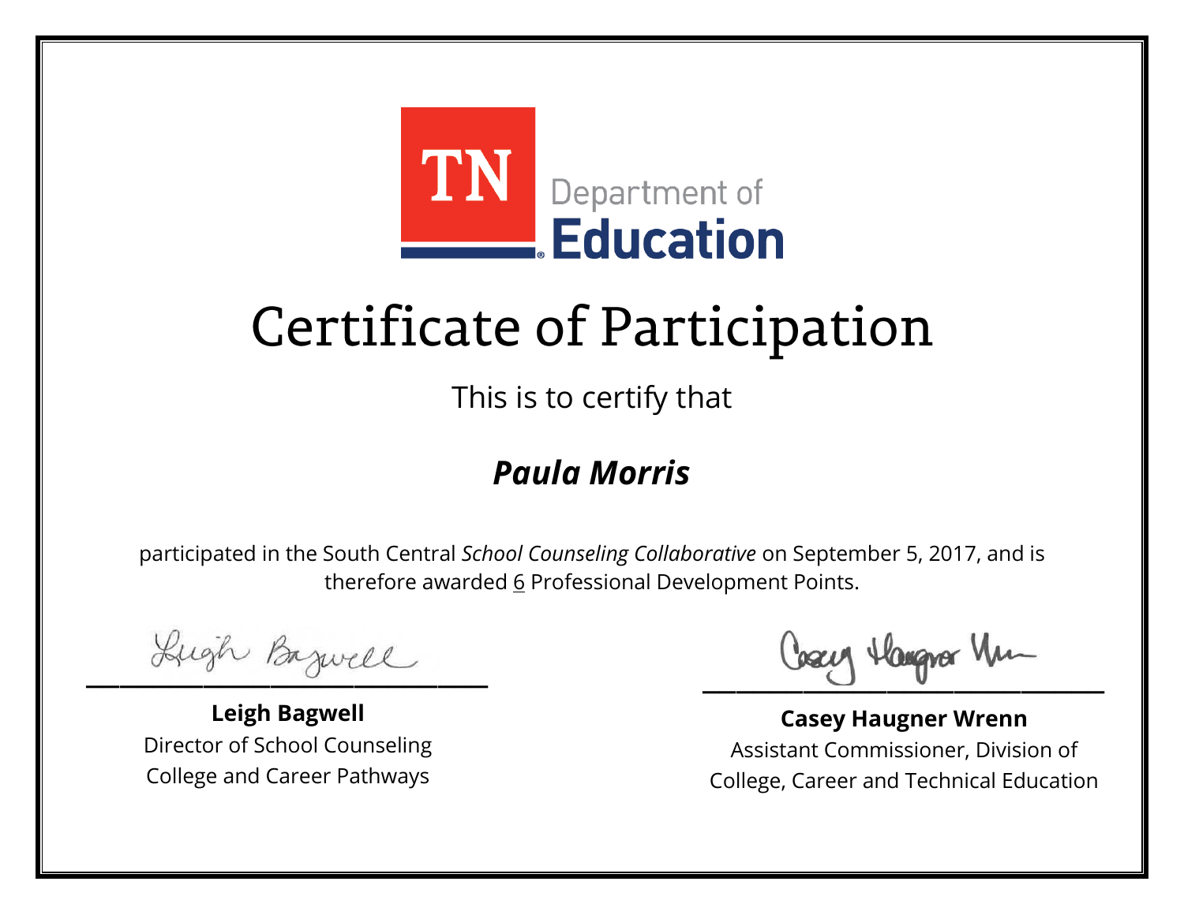TN Department of Education

# Certificate of Participation

This is to certify that

***Paula Morris***

participated in the South Central *School Counseling Collaborative* on September 5, 2017, and is therefore awarded 6 Professional Development Points.

**Leigh Bagwell**
Director of School Counseling
College and Career Pathways

**Casey Haugner Wrenn**
Assistant Commissioner, Division of
College, Career and Technical Education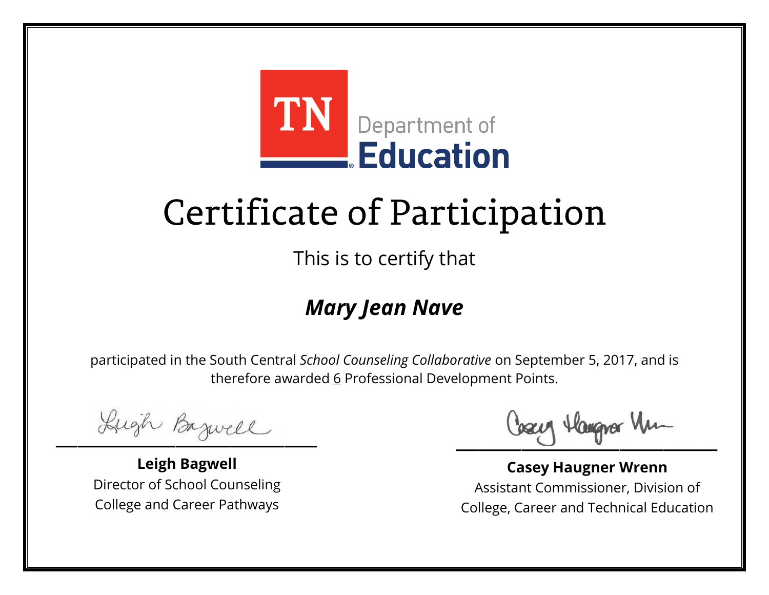TN Department of Education

# Certificate of Participation

This is to certify that

***Mary Jean Nave***

participated in the South Central *School Counseling Collaborative* on September 5, 2017, and is therefore awarded 6 Professional Development Points.

**Leigh Bagwell**
Director of School Counseling
College and Career Pathways

**Casey Haugner Wrenn**
Assistant Commissioner, Division of
College, Career and Technical Education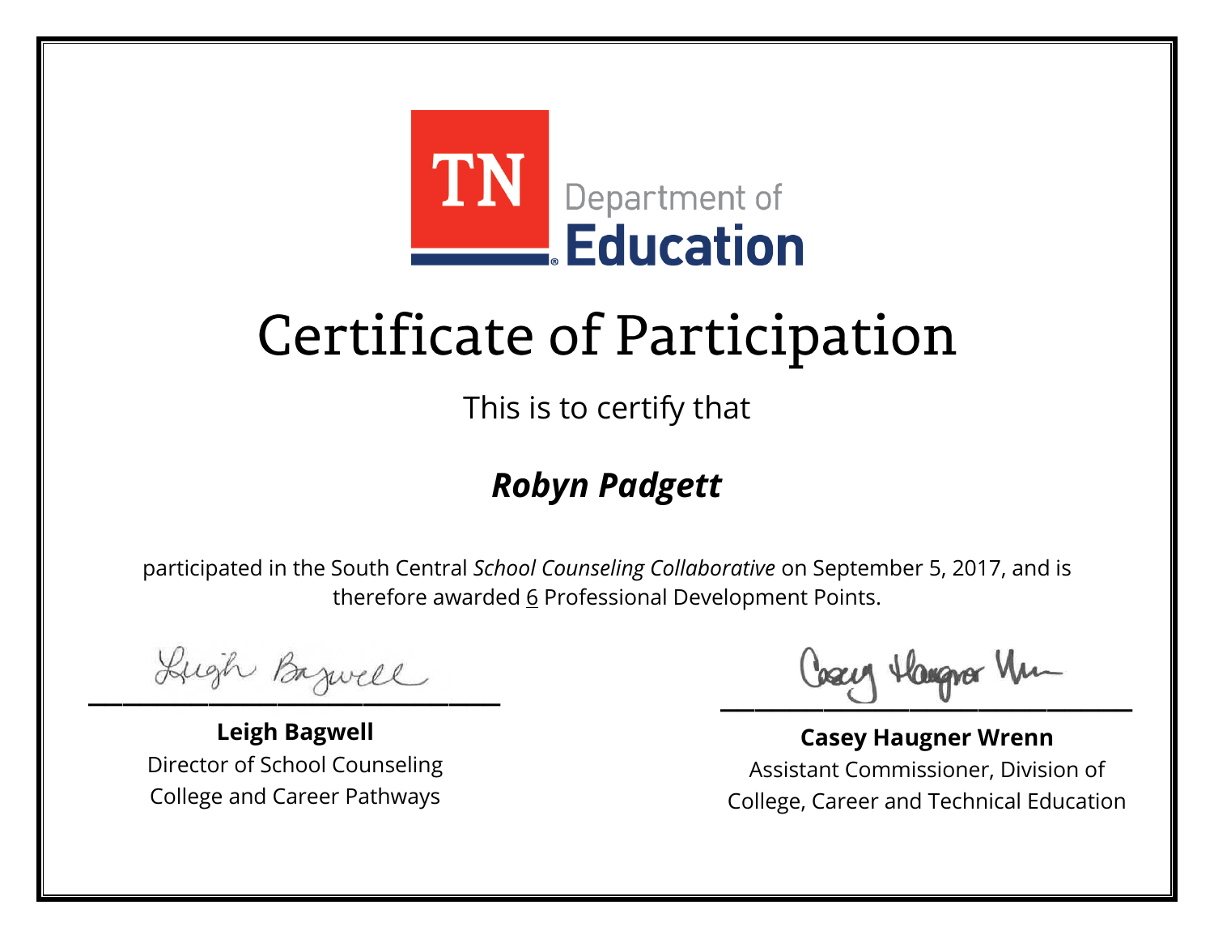TN Department of Education

# Certificate of Participation

This is to certify that

***Robyn Padgett***

participated in the South Central *School Counseling Collaborative* on September 5, 2017, and is therefore awarded 6 Professional Development Points.

**Leigh Bagwell**
Director of School Counseling
College and Career Pathways

**Casey Haugner Wrenn**
Assistant Commissioner, Division of
College, Career and Technical Education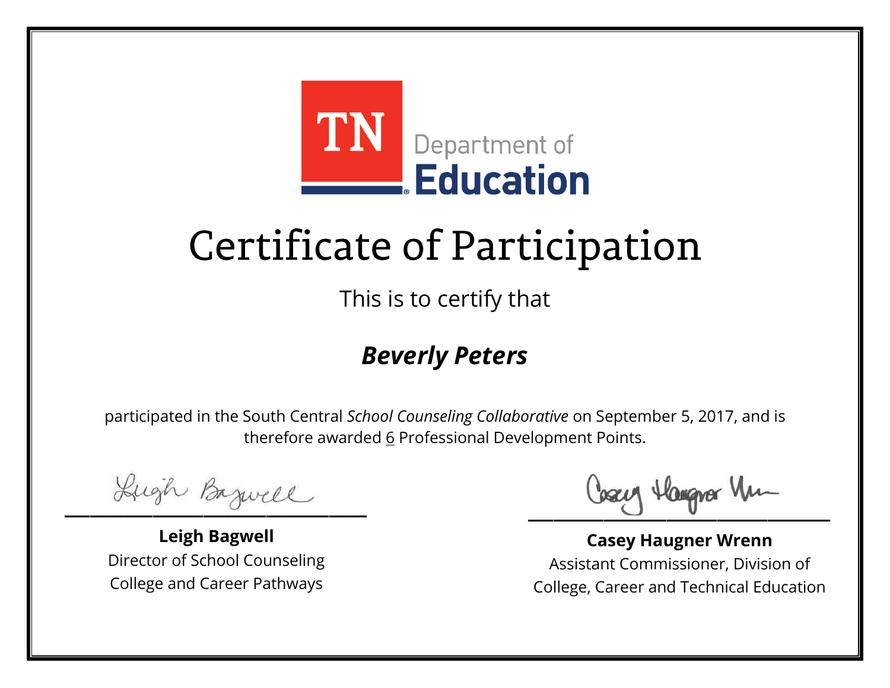TN Department of Education

# Certificate of Participation

This is to certify that

***Beverly Peters***

participated in the South Central *School Counseling Collaborative* on September 5, 2017, and is therefore awarded 6 Professional Development Points.

**Leigh Bagwell**
Director of School Counseling
College and Career Pathways

**Casey Haugner Wrenn**
Assistant Commissioner, Division of
College, Career and Technical Education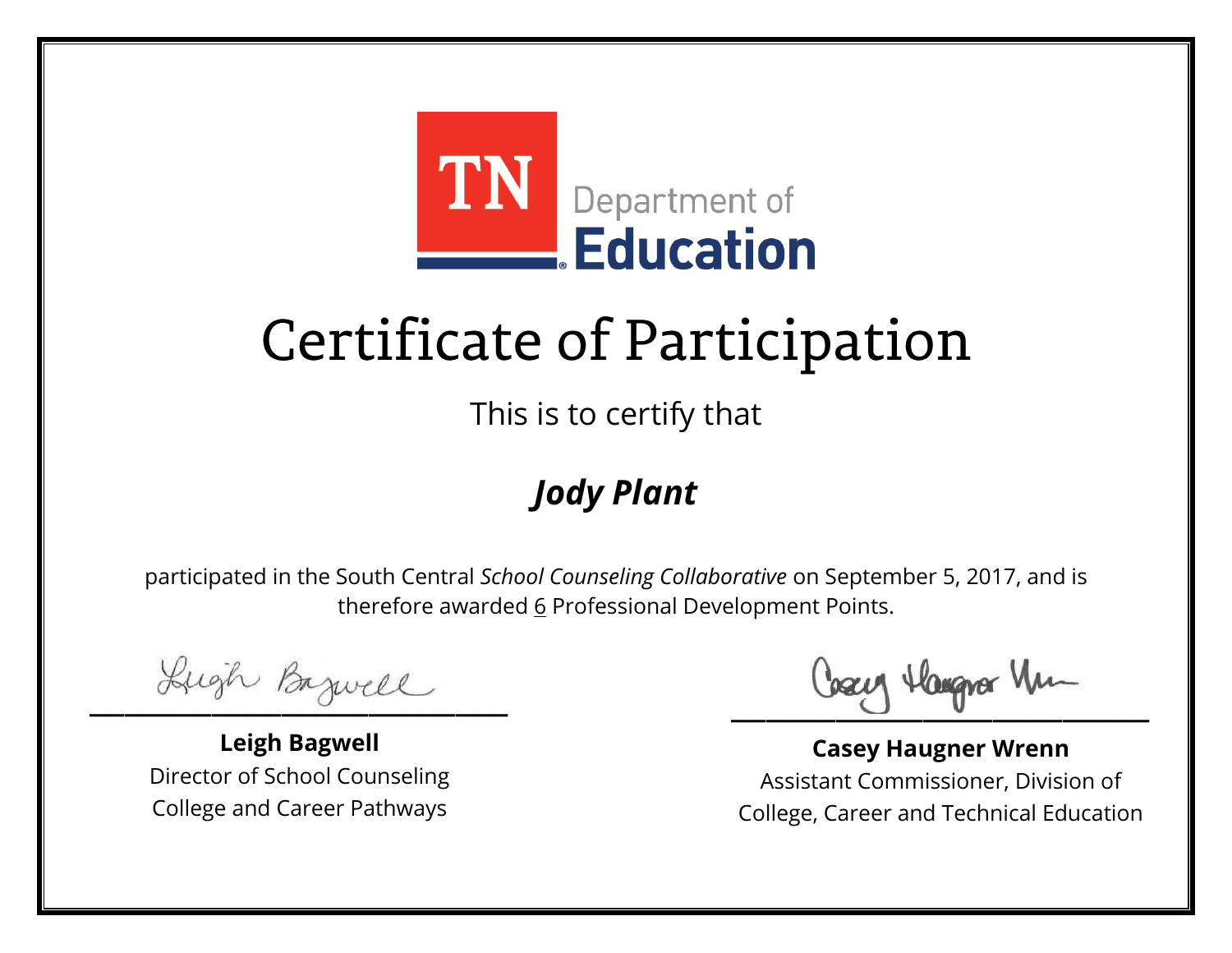TN Department of Education

# Certificate of Participation

This is to certify that

***Jody Plant***

participated in the South Central *School Counseling Collaborative* on September 5, 2017, and is therefore awarded 6 Professional Development Points.

**Leigh Bagwell**
Director of School Counseling
College and Career Pathways

**Casey Haugner Wrenn**
Assistant Commissioner, Division of
College, Career and Technical Education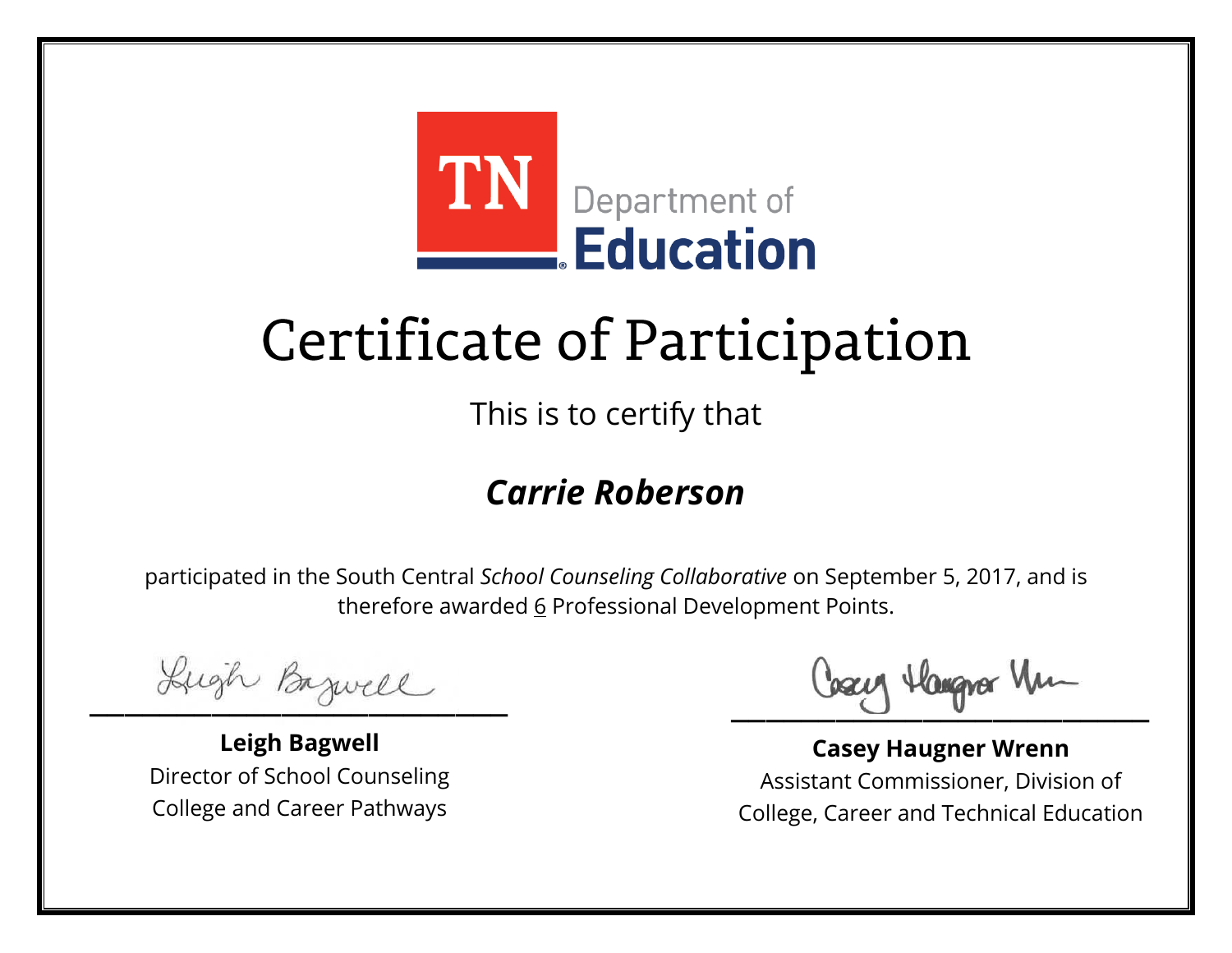TN Department of Education

# Certificate of Participation

This is to certify that

***Carrie Roberson***

participated in the South Central *School Counseling Collaborative* on September 5, 2017, and is therefore awarded 6 Professional Development Points.

**Leigh Bagwell**
Director of School Counseling
College and Career Pathways

**Casey Haugner Wrenn**
Assistant Commissioner, Division of
College, Career and Technical Education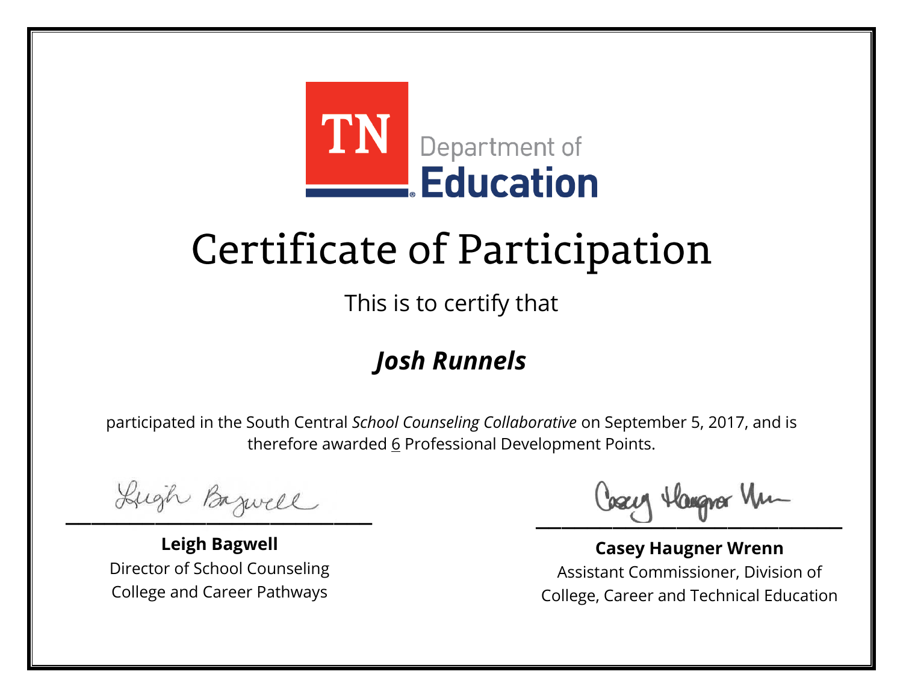TN Department of Education

# Certificate of Participation

This is to certify that

***Josh Runnels***

participated in the South Central *School Counseling Collaborative* on September 5, 2017, and is therefore awarded 6 Professional Development Points.

**Leigh Bagwell**
Director of School Counseling
College and Career Pathways

**Casey Haugner Wrenn**
Assistant Commissioner, Division of
College, Career and Technical Education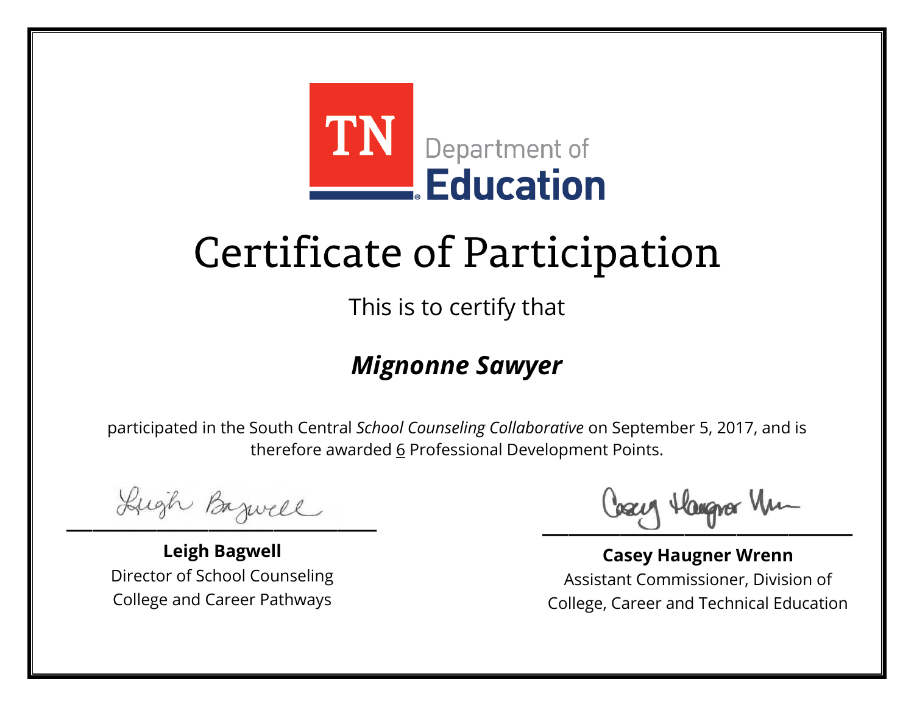TN Department of Education

# Certificate of Participation

This is to certify that

***Mignonne Sawyer***

participated in the South Central *School Counseling Collaborative* on September 5, 2017, and is therefore awarded 6 Professional Development Points.

**Leigh Bagwell**
Director of School Counseling
College and Career Pathways

**Casey Haugner Wrenn**
Assistant Commissioner, Division of
College, Career and Technical Education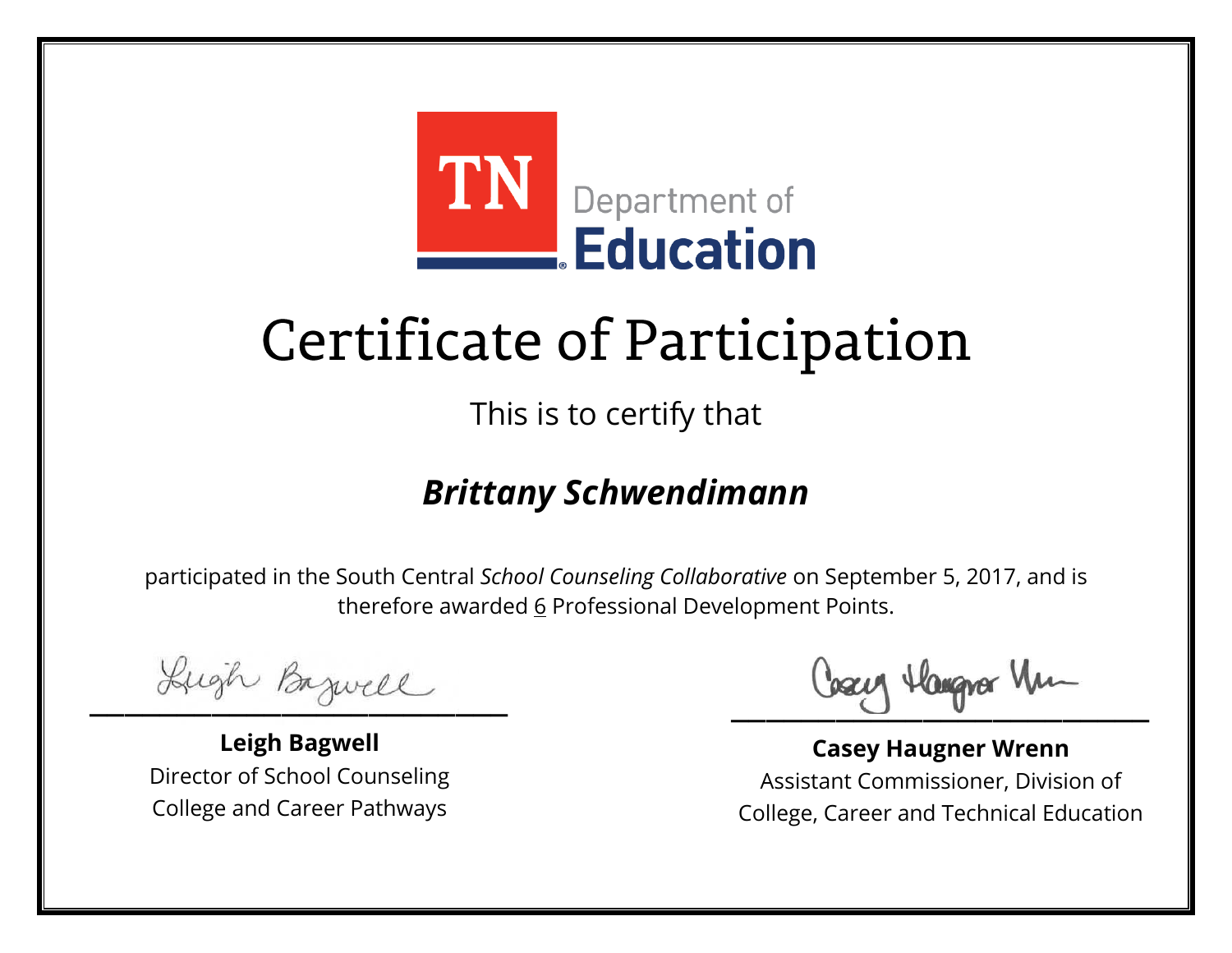TN Department of Education

# Certificate of Participation

This is to certify that

## ***Brittany Schwendimann***

participated in the South Central *School Counseling Collaborative* on September 5, 2017, and is therefore awarded 6 Professional Development Points.

**Leigh Bagwell**
Director of School Counseling
College and Career Pathways

**Casey Haugner Wrenn**
Assistant Commissioner, Division of
College, Career and Technical Education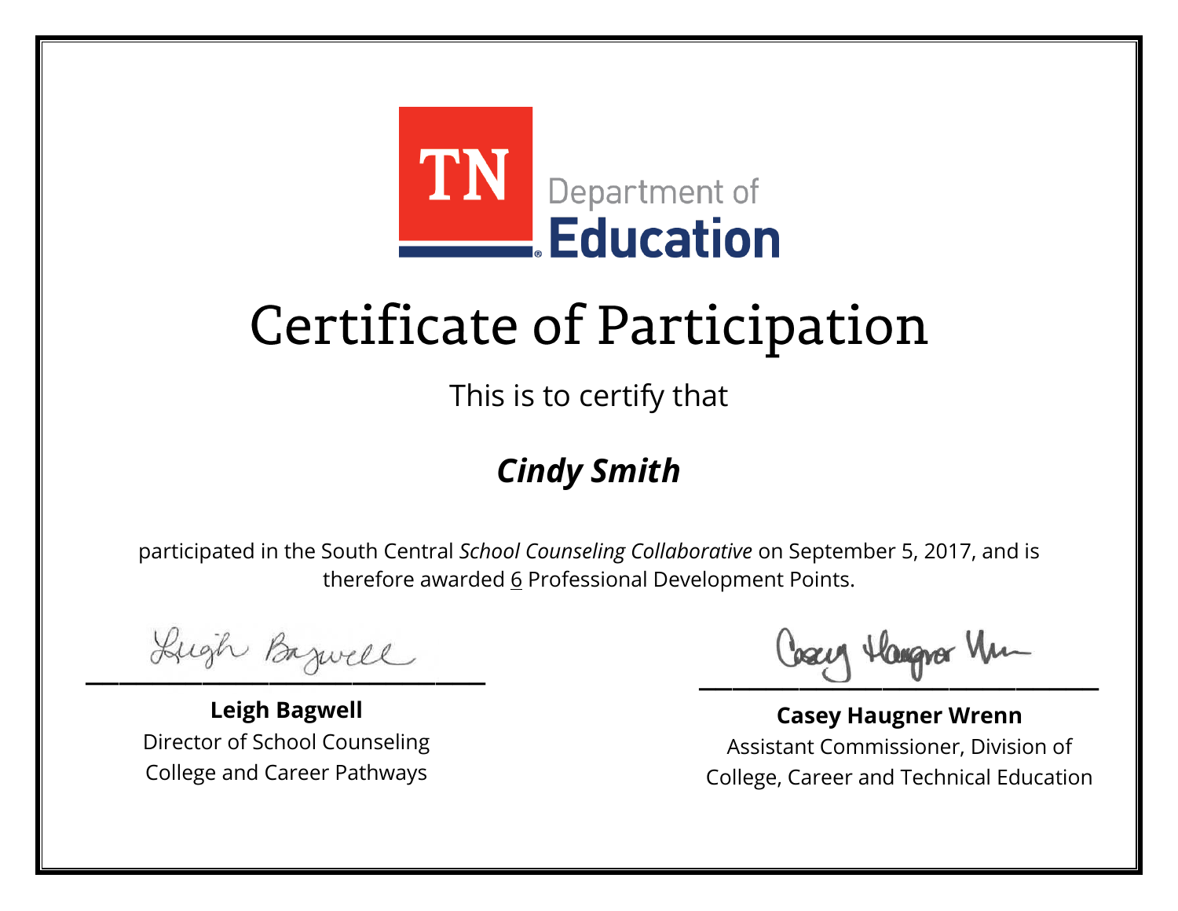TN Department of Education

# Certificate of Participation

This is to certify that

***Cindy Smith***

participated in the South Central *School Counseling Collaborative* on September 5, 2017, and is therefore awarded 6 Professional Development Points.

**Leigh Bagwell**
Director of School Counseling
College and Career Pathways

**Casey Haugner Wrenn**
Assistant Commissioner, Division of
College, Career and Technical Education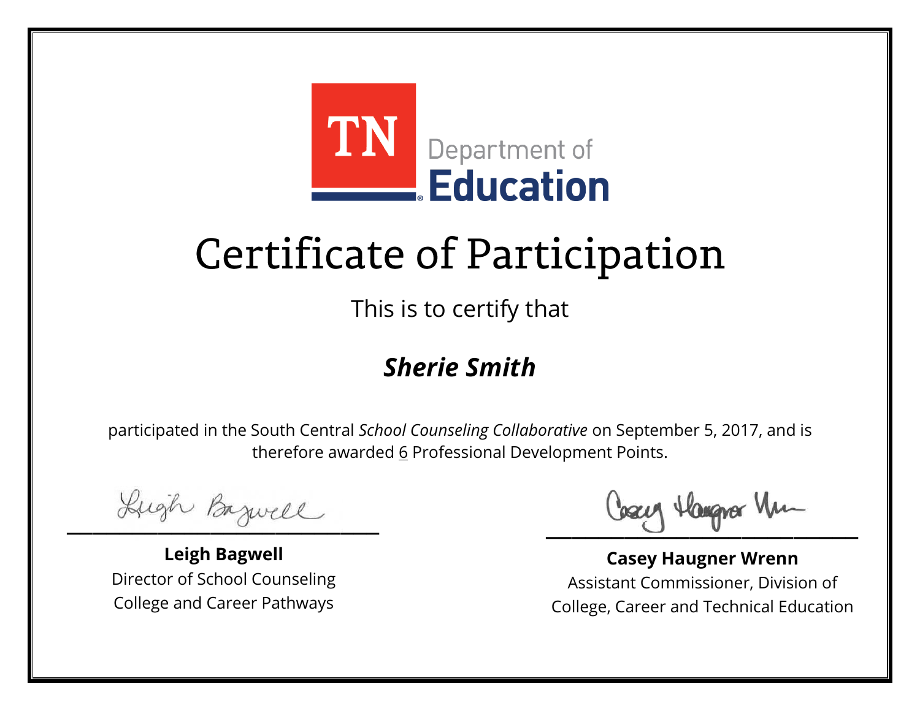TN Department of Education

# Certificate of Participation

This is to certify that

***Sherie Smith***

participated in the South Central *School Counseling Collaborative* on September 5, 2017, and is therefore awarded 6 Professional Development Points.

**Leigh Bagwell**
Director of School Counseling
College and Career Pathways

**Casey Haugner Wrenn**
Assistant Commissioner, Division of
College, Career and Technical Education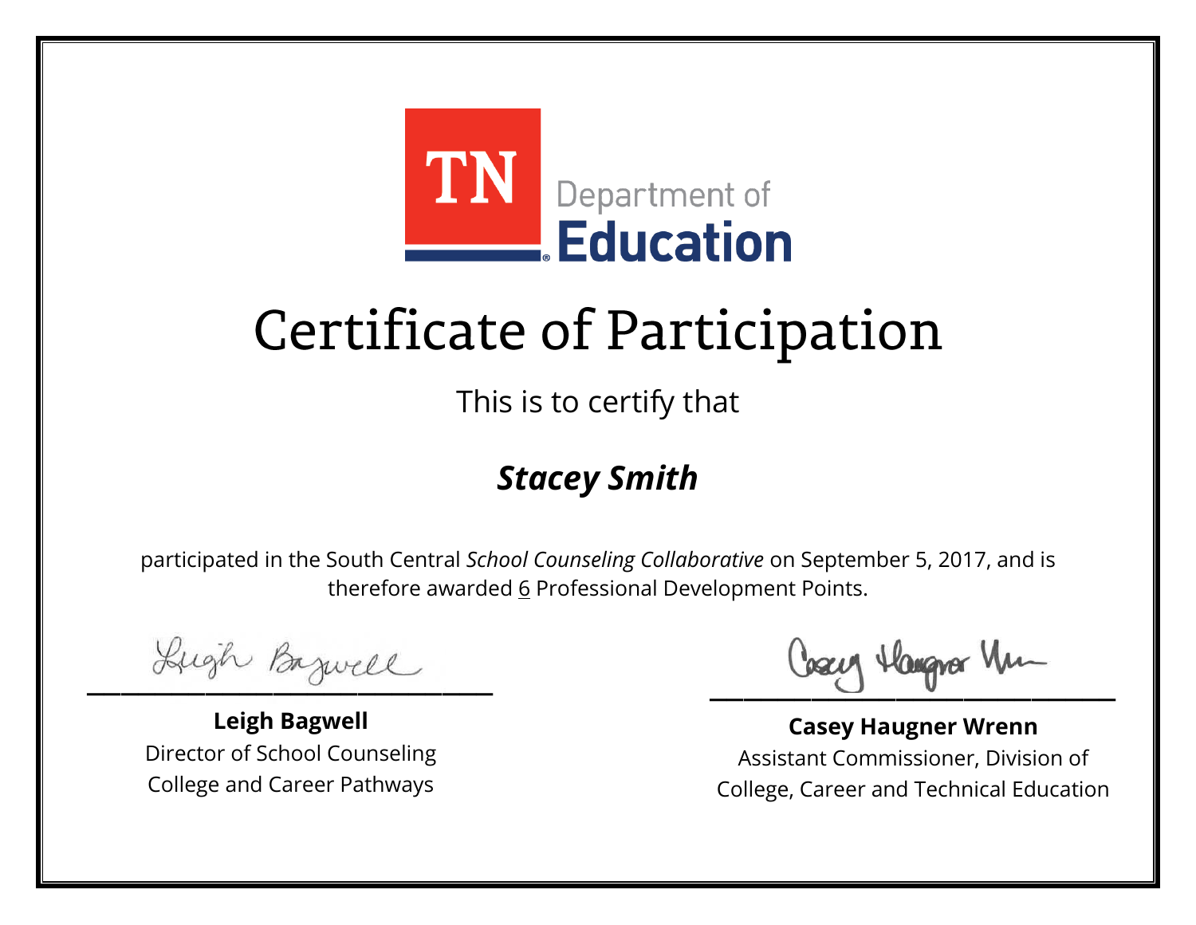TN Department of Education

# Certificate of Participation

This is to certify that

## ***Stacey Smith***

participated in the South Central *School Counseling Collaborative* on September 5, 2017, and is therefore awarded 6 Professional Development Points.

**Leigh Bagwell**
Director of School Counseling
College and Career Pathways

**Casey Haugner Wrenn**
Assistant Commissioner, Division of
College, Career and Technical Education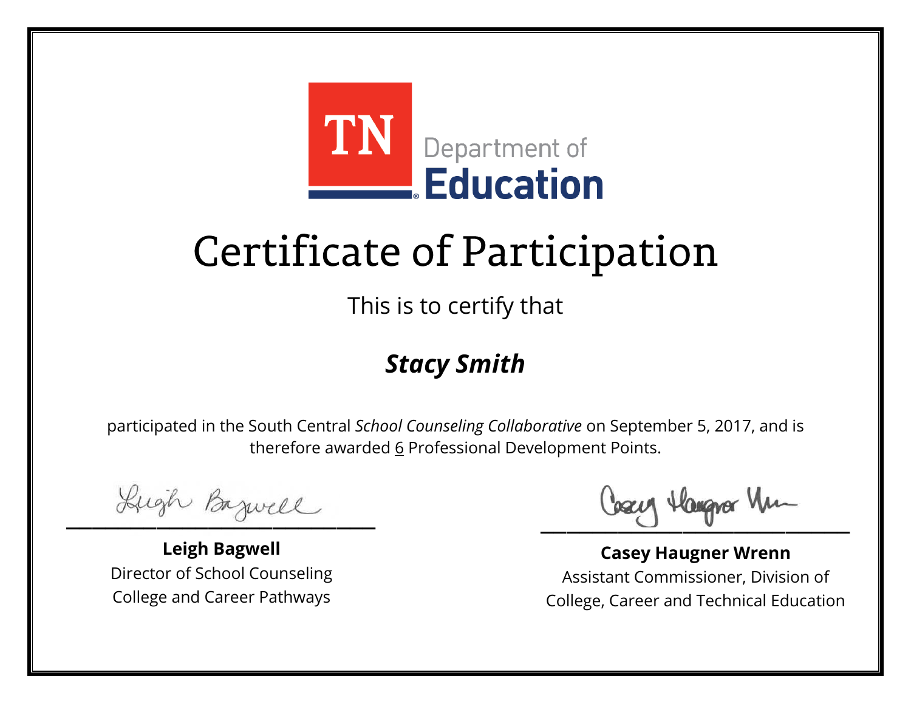TN Department of Education

# Certificate of Participation

This is to certify that

***Stacy Smith***

participated in the South Central *School Counseling Collaborative* on September 5, 2017, and is therefore awarded 6 Professional Development Points.

**Leigh Bagwell**
Director of School Counseling
College and Career Pathways

**Casey Haugner Wrenn**
Assistant Commissioner, Division of
College, Career and Technical Education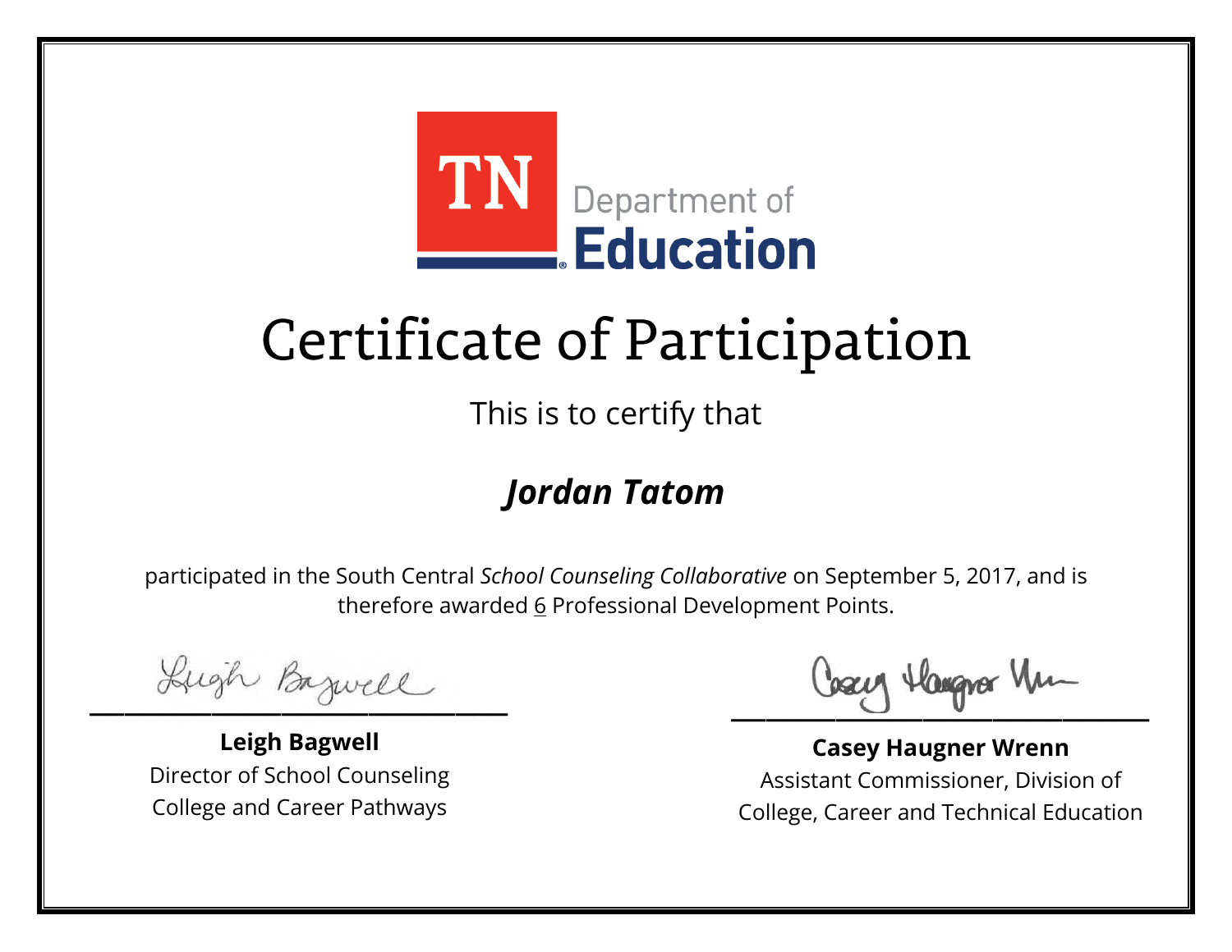TN Department of Education

# Certificate of Participation

This is to certify that

## ***Jordan Tatom***

participated in the South Central *School Counseling Collaborative* on September 5, 2017, and is therefore awarded 6 Professional Development Points.

**Leigh Bagwell**
Director of School Counseling
College and Career Pathways

**Casey Haugner Wrenn**
Assistant Commissioner, Division of
College, Career and Technical Education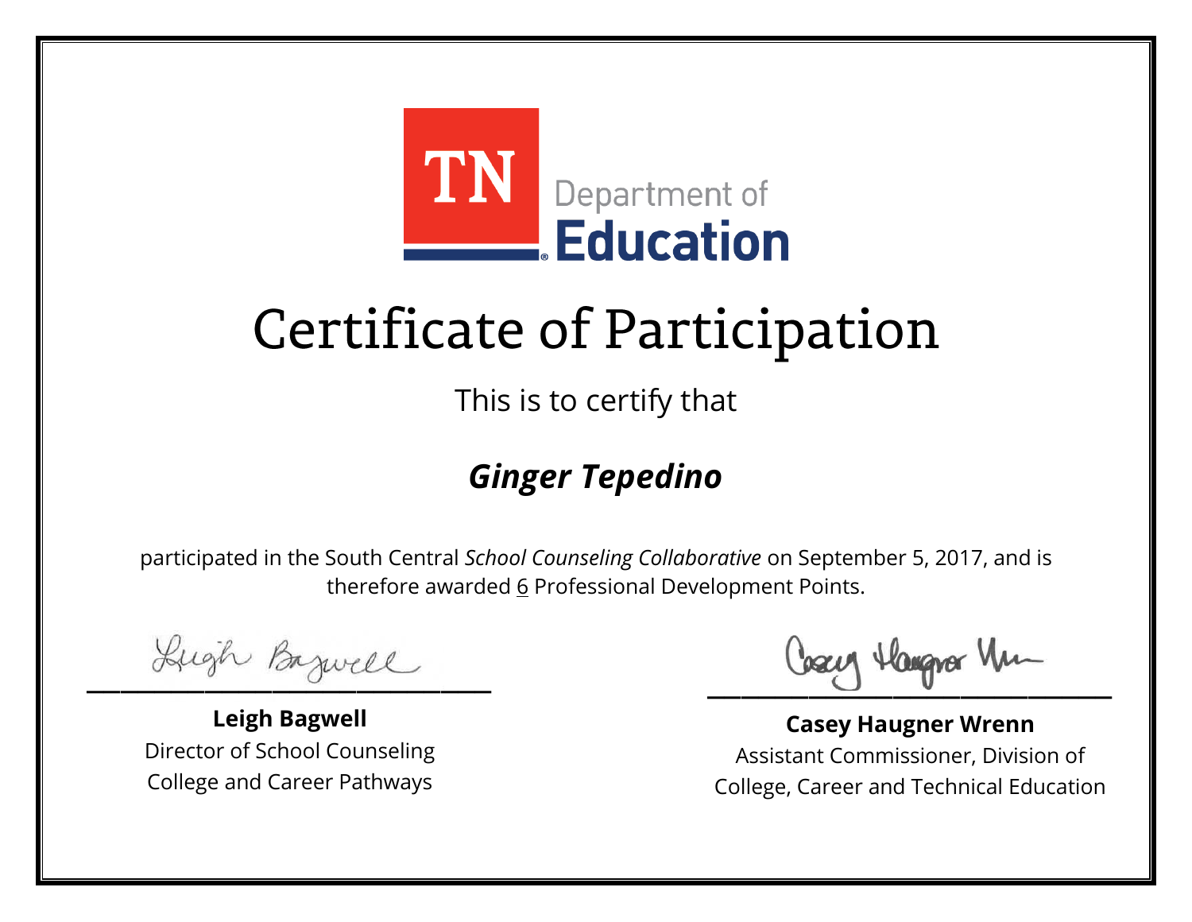TN Department of Education

# Certificate of Participation

This is to certify that

***Ginger Tepedino***

participated in the South Central *School Counseling Collaborative* on September 5, 2017, and is therefore awarded 6 Professional Development Points.

**Leigh Bagwell**
Director of School Counseling
College and Career Pathways

**Casey Haugner Wrenn**
Assistant Commissioner, Division of
College, Career and Technical Education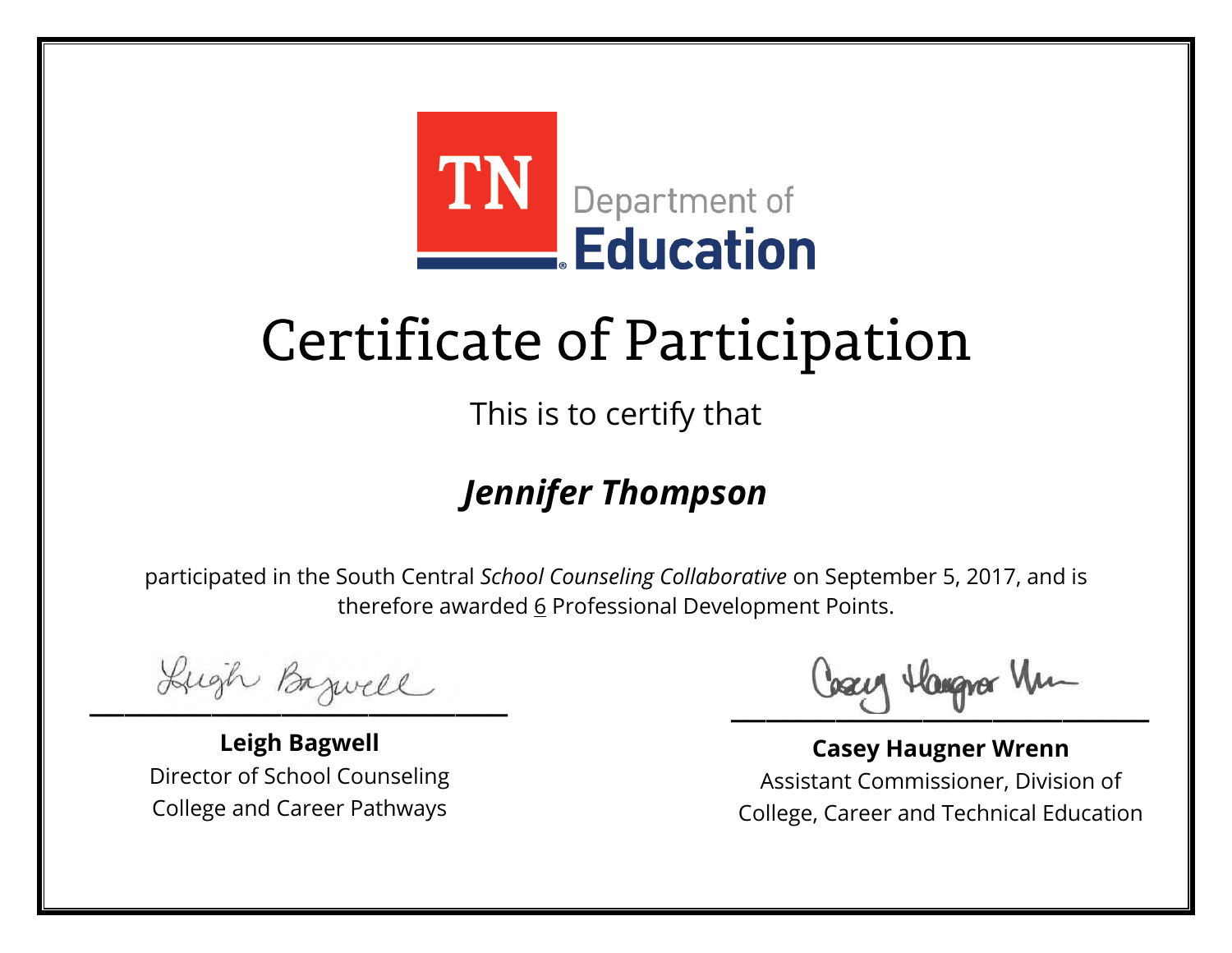TN Department of Education

# Certificate of Participation

This is to certify that

## ***Jennifer Thompson***

participated in the South Central *School Counseling Collaborative* on September 5, 2017, and is therefore awarded 6 Professional Development Points.

**Leigh Bagwell**
Director of School Counseling
College and Career Pathways

**Casey Haugner Wrenn**
Assistant Commissioner, Division of
College, Career and Technical Education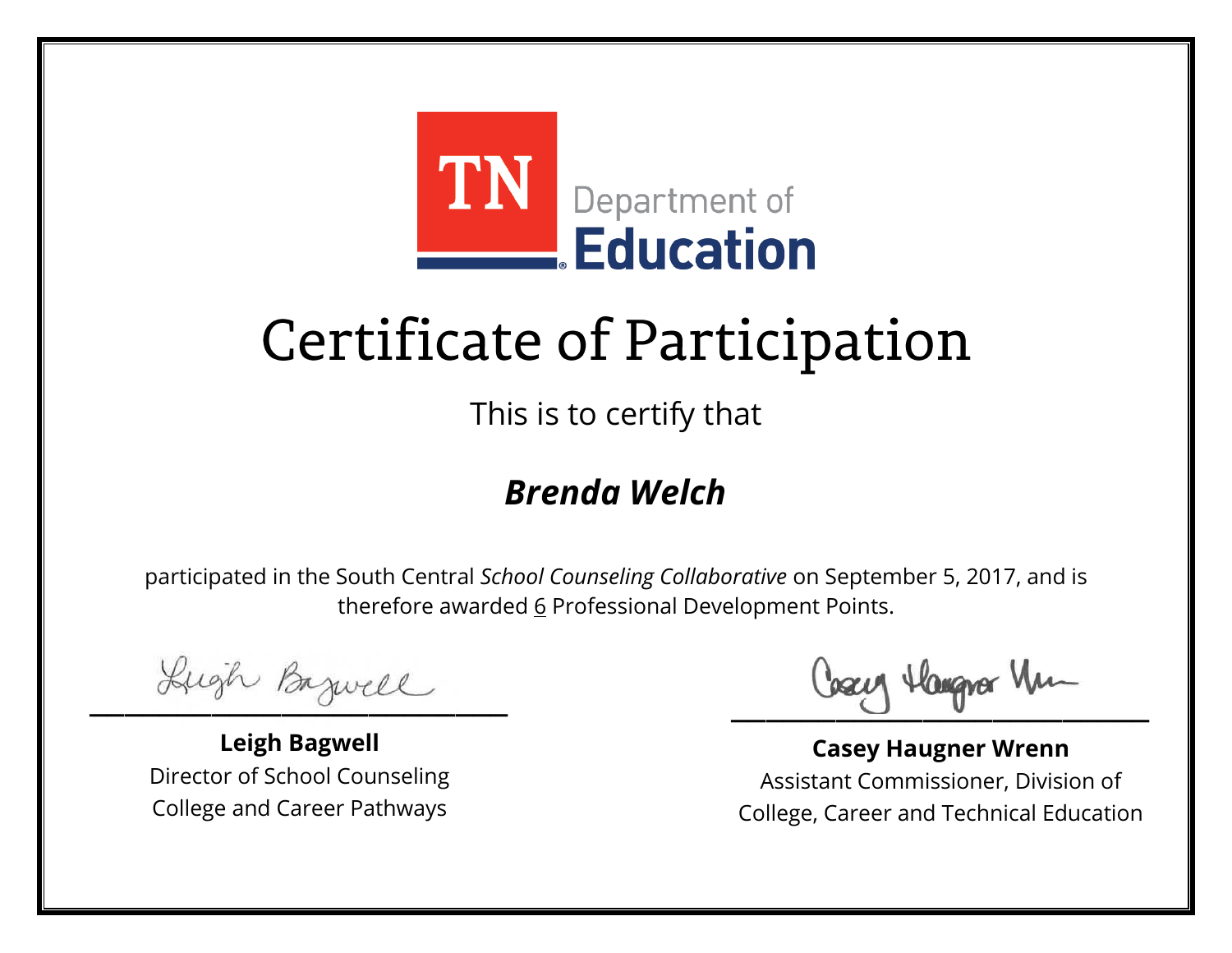TN Department of Education

# Certificate of Participation

This is to certify that

***Brenda Welch***

participated in the South Central *School Counseling Collaborative* on September 5, 2017, and is therefore awarded 6 Professional Development Points.

**Leigh Bagwell**
Director of School Counseling
College and Career Pathways

**Casey Haugner Wrenn**
Assistant Commissioner, Division of
College, Career and Technical Education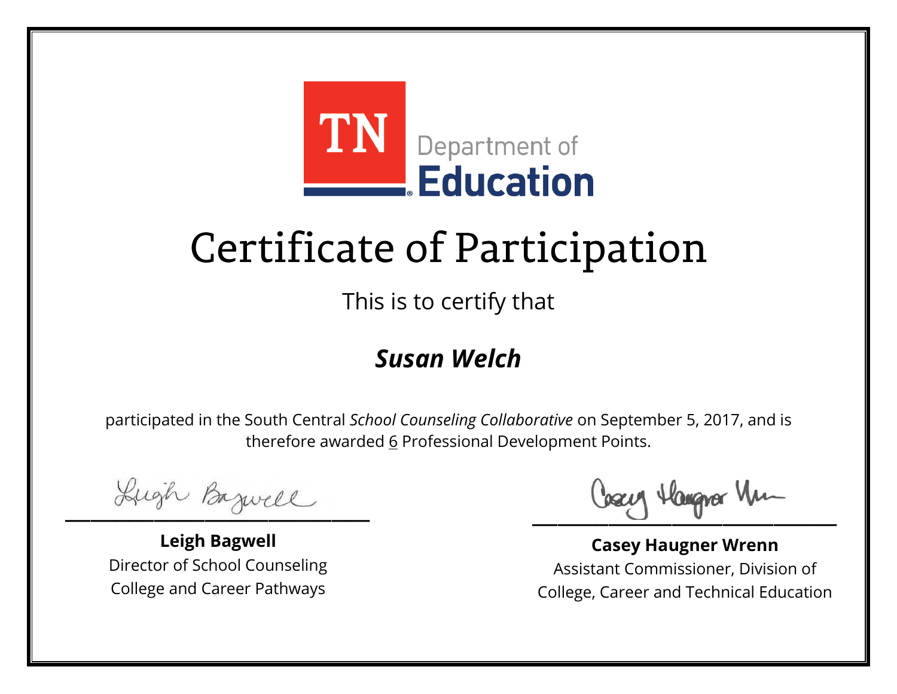TN Department of Education

# Certificate of Participation

This is to certify that

## *Susan Welch*

participated in the South Central *School Counseling Collaborative* on September 5, 2017, and is therefore awarded 6 Professional Development Points.

**Leigh Bagwell**
Director of School Counseling
College and Career Pathways

**Casey Haugner Wrenn**
Assistant Commissioner, Division of
College, Career and Technical Education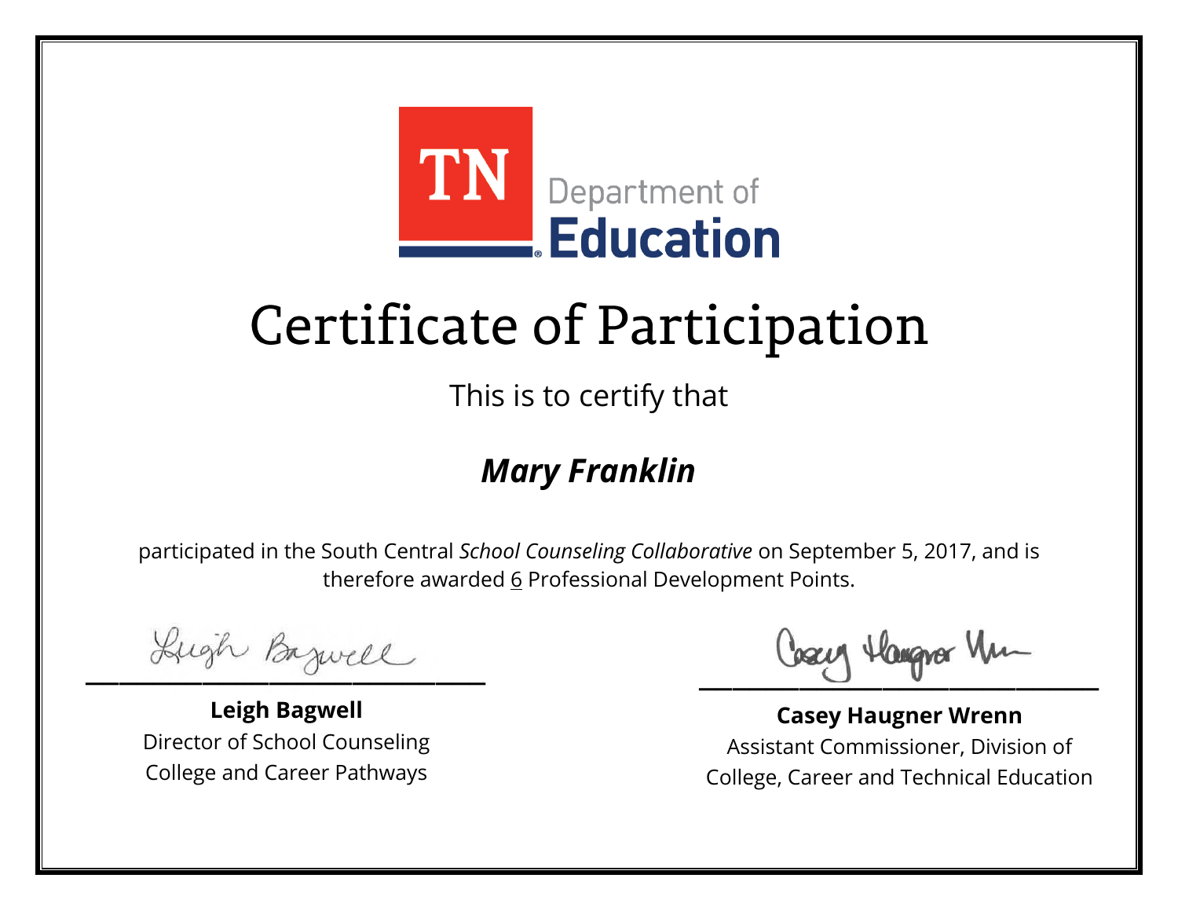TN Department of Education

# Certificate of Participation

This is to certify that

***Mary Franklin***

participated in the South Central *School Counseling Collaborative* on September 5, 2017, and is therefore awarded 6 Professional Development Points.

**Leigh Bagwell**
Director of School Counseling
College and Career Pathways

**Casey Haugner Wrenn**
Assistant Commissioner, Division of
College, Career and Technical Education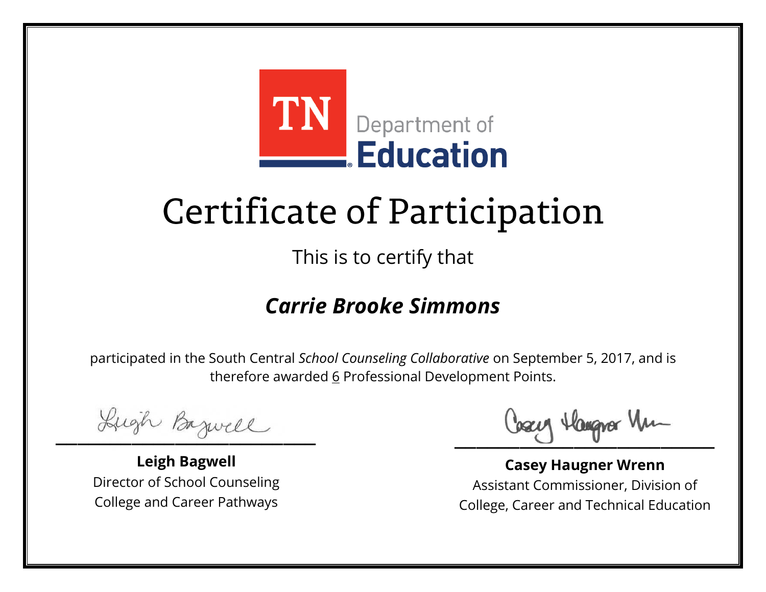TN Department of Education

# Certificate of Participation

This is to certify that

## ***Carrie Brooke Simmons***

participated in the South Central *School Counseling Collaborative* on September 5, 2017, and is therefore awarded 6 Professional Development Points.

**Leigh Bagwell**
Director of School Counseling
College and Career Pathways

**Casey Haugner Wrenn**
Assistant Commissioner, Division of
College, Career and Technical Education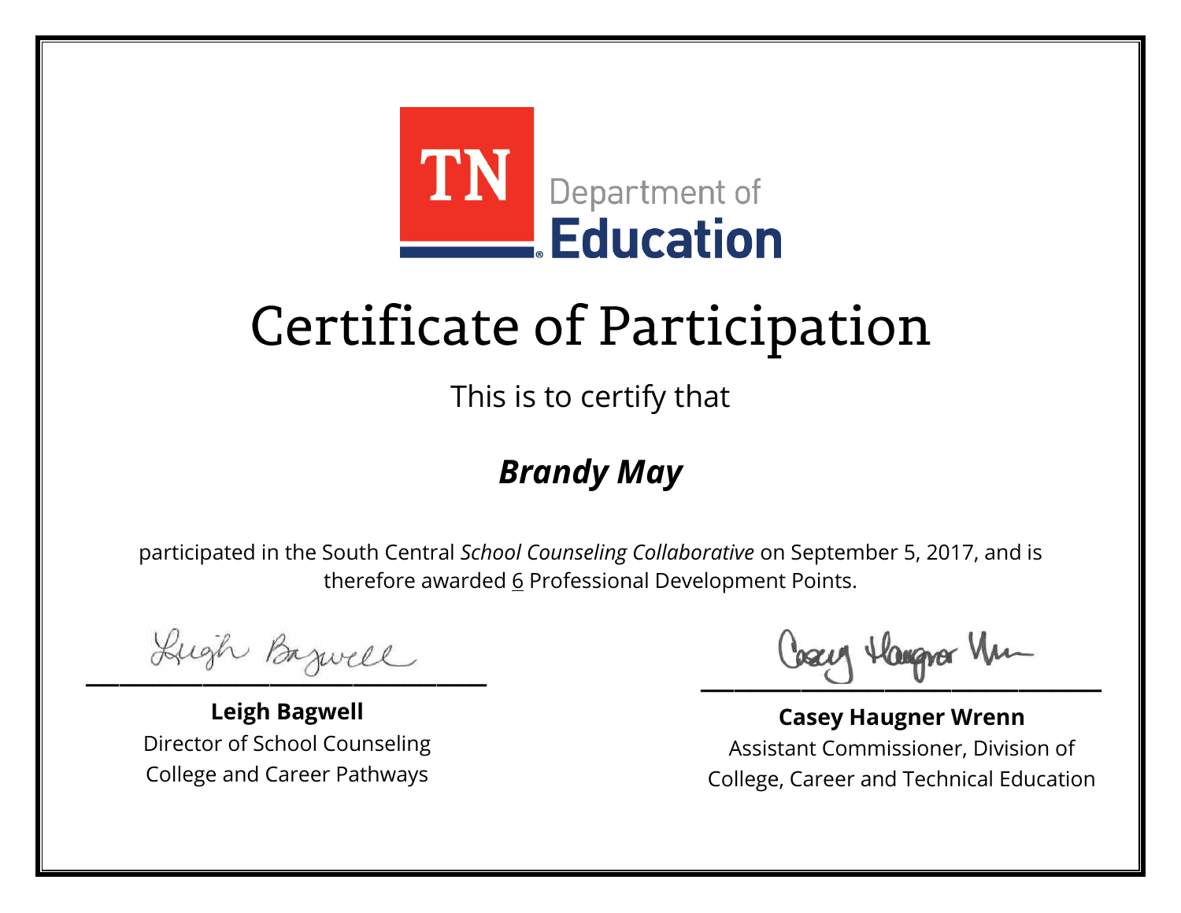TN Department of Education

# Certificate of Participation

This is to certify that

***Brandy May***

participated in the South Central *School Counseling Collaborative* on September 5, 2017, and is therefore awarded 6 Professional Development Points.

**Leigh Bagwell**
Director of School Counseling
College and Career Pathways

**Casey Haugner Wrenn**
Assistant Commissioner, Division of College, Career and Technical Education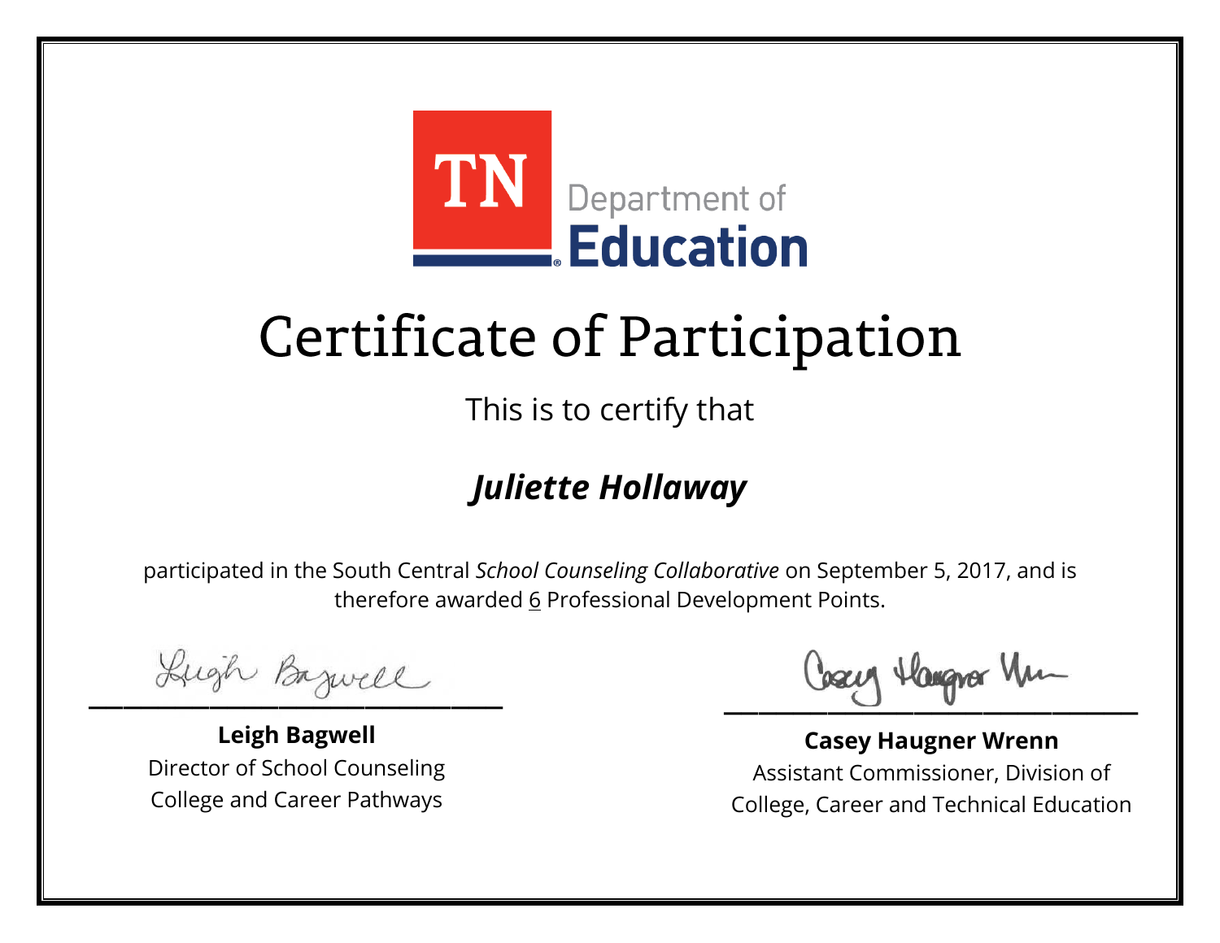TN Department of Education

# Certificate of Participation

This is to certify that

***Juliette Hollaway***

participated in the South Central *School Counseling Collaborative* on September 5, 2017, and is therefore awarded 6 Professional Development Points.

**Leigh Bagwell**
Director of School Counseling
College and Career Pathways

**Casey Haugner Wrenn**
Assistant Commissioner, Division of
College, Career and Technical Education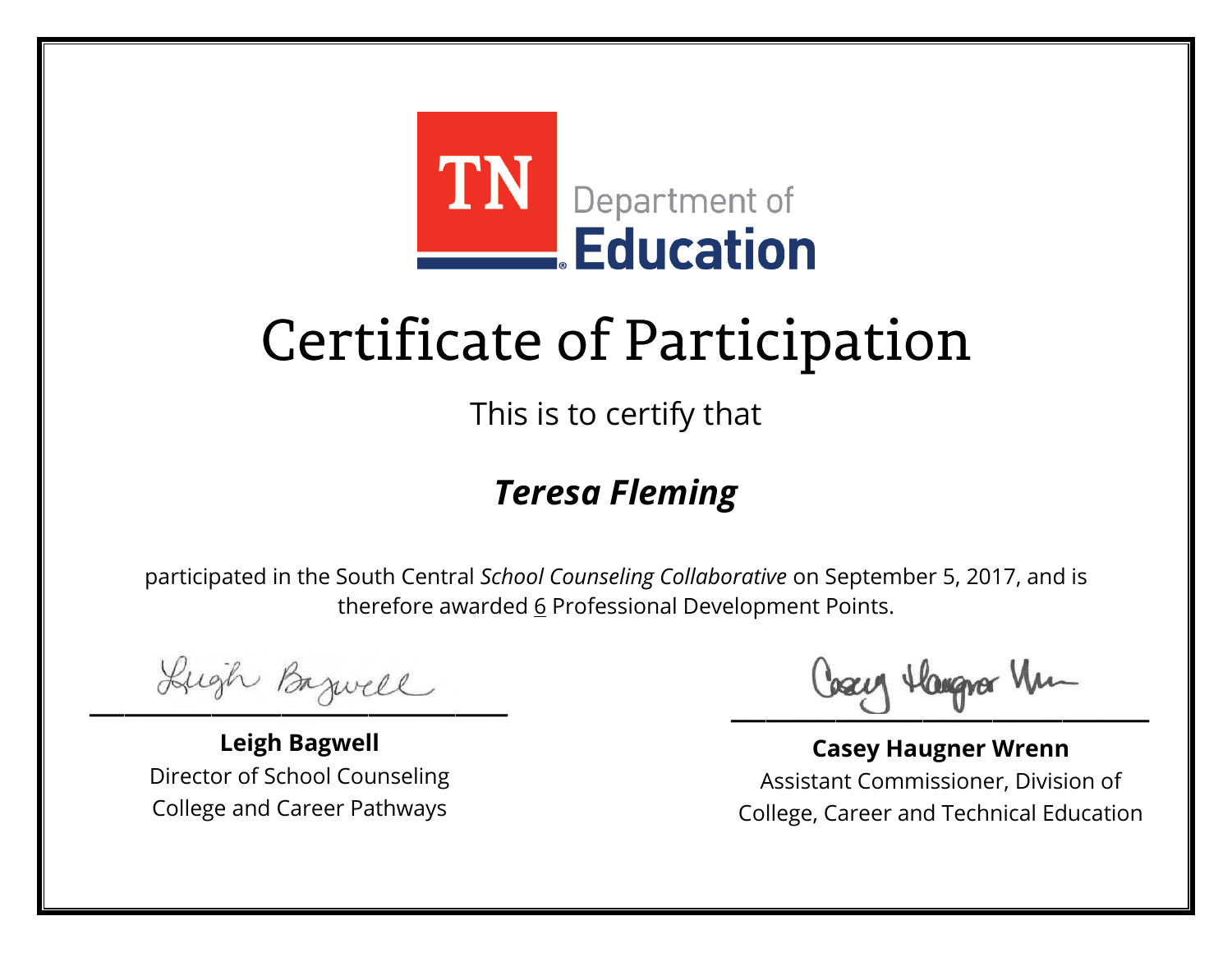TN Department of Education

# Certificate of Participation

This is to certify that

## ***Teresa Fleming***

participated in the South Central *School Counseling Collaborative* on September 5, 2017, and is therefore awarded 6 Professional Development Points.

**Leigh Bagwell**
Director of School Counseling
College and Career Pathways

**Casey Haugner Wrenn**
Assistant Commissioner, Division of
College, Career and Technical Education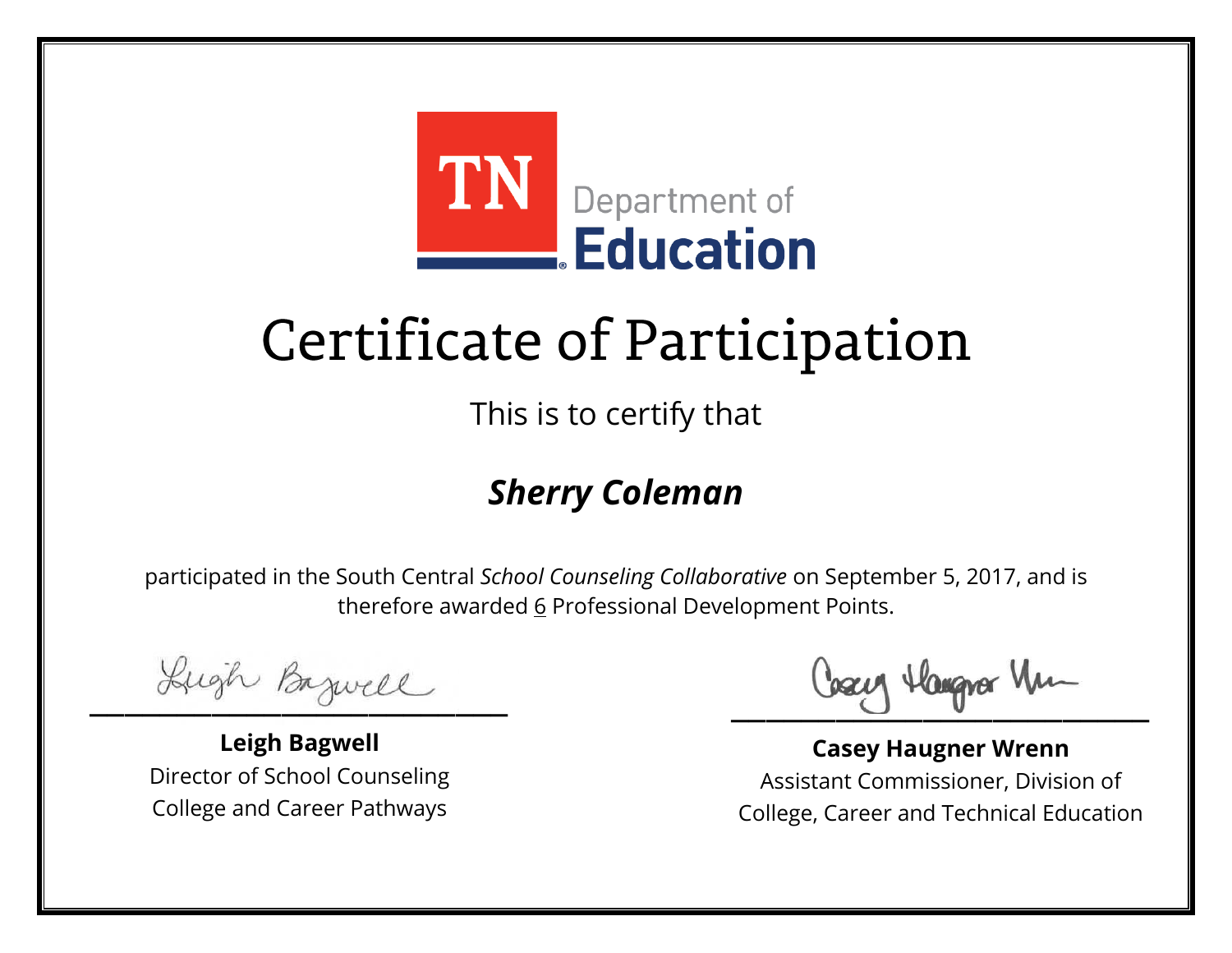TN Department of Education

# Certificate of Participation

This is to certify that

***Sherry Coleman***

participated in the South Central *School Counseling Collaborative* on September 5, 2017, and is therefore awarded 6 Professional Development Points.

**Leigh Bagwell**
Director of School Counseling
College and Career Pathways

**Casey Haugner Wrenn**
Assistant Commissioner, Division of
College, Career and Technical Education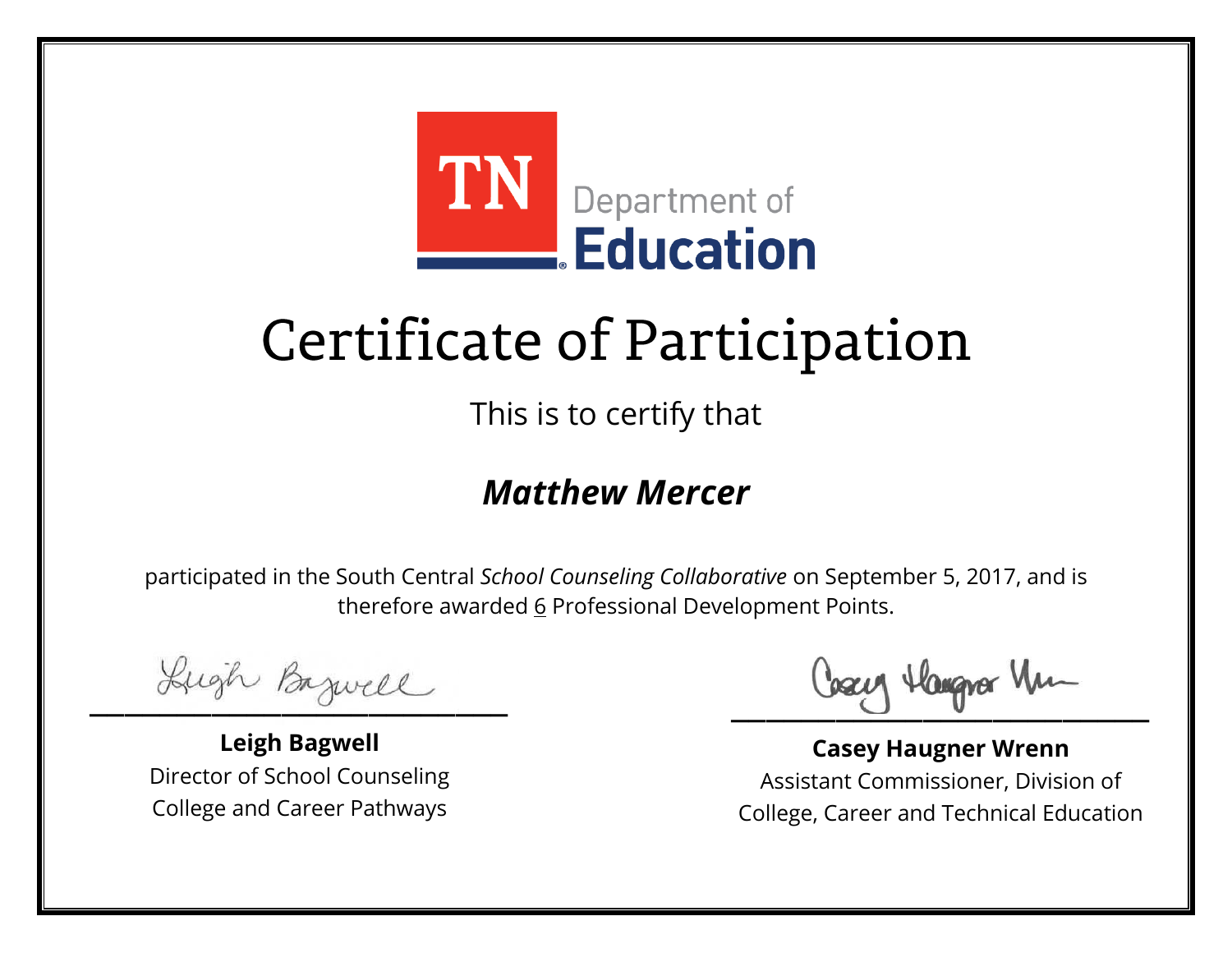TN Department of Education

# Certificate of Participation

This is to certify that

***Matthew Mercer***

participated in the South Central *School Counseling Collaborative* on September 5, 2017, and is therefore awarded 6 Professional Development Points.

**Leigh Bagwell**
Director of School Counseling
College and Career Pathways

**Casey Haugner Wrenn**
Assistant Commissioner, Division of
College, Career and Technical Education